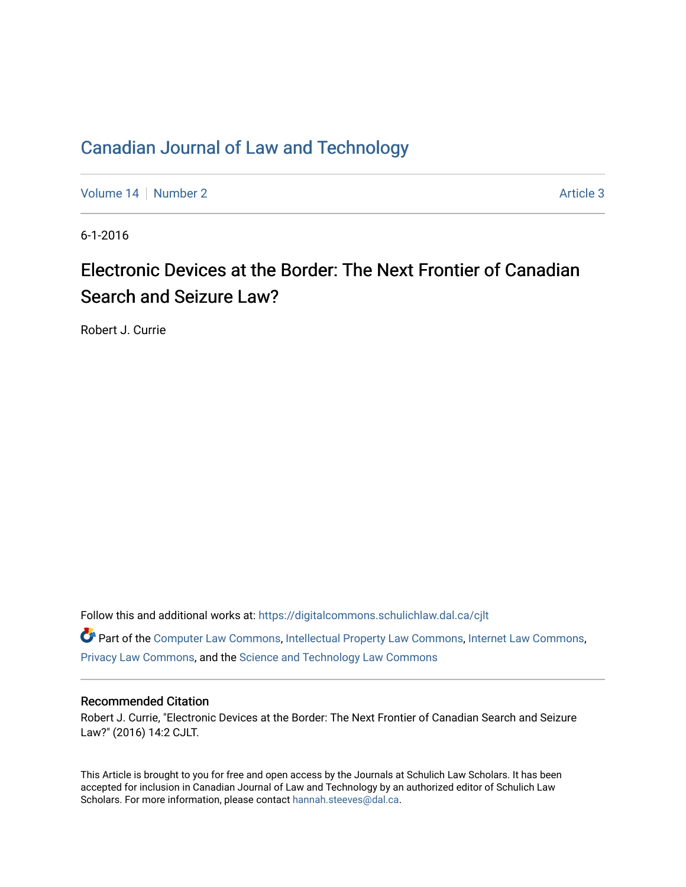# Canadian Journal of Law and Technology

Volume 14 | Number 2 Article 3

6-1-2016

## Electronic Devices at the Border: The Next Frontier of Canadian Search and Seizure Law?

Robert J. Currie

Follow this and additional works at: https://digitalcommons.schulichlaw.dal.ca/cjlt

Part of the Computer Law Commons, Intellectual Property Law Commons, Internet Law Commons, Privacy Law Commons, and the Science and Technology Law Commons

### Recommended Citation

Robert J. Currie, "Electronic Devices at the Border: The Next Frontier of Canadian Search and Seizure Law?" (2016) 14:2 CJLT.

This Article is brought to you for free and open access by the Journals at Schulich Law Scholars. It has been accepted for inclusion in Canadian Journal of Law and Technology by an authorized editor of Schulich Law Scholars. For more information, please contact hannah.steeves@dal.ca.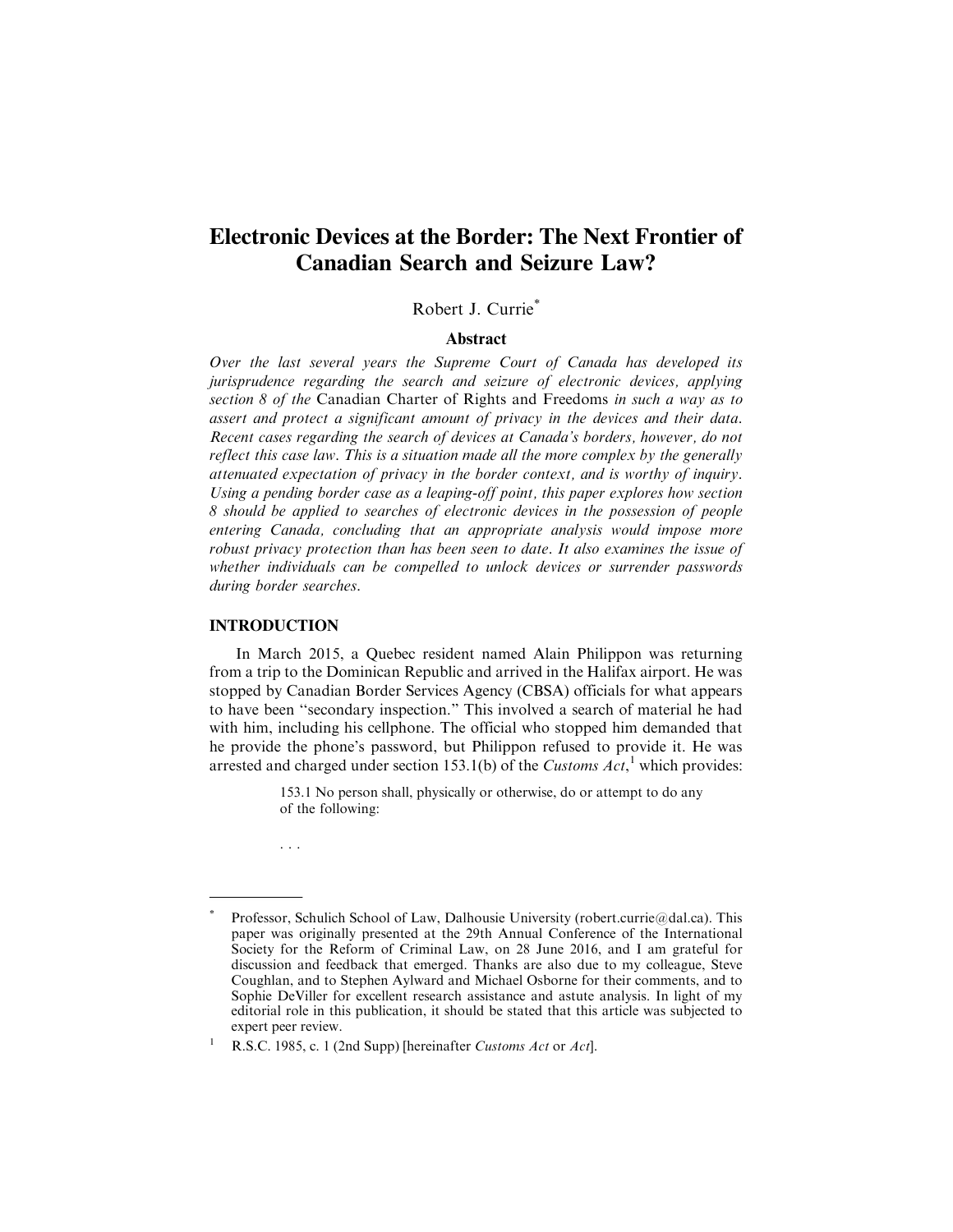# Electronic Devices at the Border: The Next Frontier of Canadian Search and Seizure Law?

Robert J. Currie[*]

### Abstract

*Over the last several years the Supreme Court of Canada has developed its jurisprudence regarding the search and seizure of electronic devices, applying section 8 of the* Canadian Charter of Rights and Freedoms *in such a way as to assert and protect a significant amount of privacy in the devices and their data. Recent cases regarding the search of devices at Canada's borders, however, do not reflect this case law. This is a situation made all the more complex by the generally attenuated expectation of privacy in the border context, and is worthy of inquiry. Using a pending border case as a leaping-off point, this paper explores how section 8 should be applied to searches of electronic devices in the possession of people entering Canada, concluding that an appropriate analysis would impose more robust privacy protection than has been seen to date. It also examines the issue of whether individuals can be compelled to unlock devices or surrender passwords during border searches.*

## INTRODUCTION

In March 2015, a Quebec resident named Alain Philippon was returning from a trip to the Dominican Republic and arrived in the Halifax airport. He was stopped by Canadian Border Services Agency (CBSA) officials for what appears to have been "secondary inspection." This involved a search of material he had with him, including his cellphone. The official who stopped him demanded that he provide the phone's password, but Philippon refused to provide it. He was arrested and charged under section 153.1(b) of the *Customs Act*,[1] which provides:

> 153.1 No person shall, physically or otherwise, do or attempt to do any of the following:
>
> . . .

---

[*] Professor, Schulich School of Law, Dalhousie University (robert.currie@dal.ca). This paper was originally presented at the 29th Annual Conference of the International Society for the Reform of Criminal Law, on 28 June 2016, and I am grateful for discussion and feedback that emerged. Thanks are also due to my colleague, Steve Coughlan, and to Stephen Aylward and Michael Osborne for their comments, and to Sophie DeViller for excellent research assistance and astute analysis. In light of my editorial role in this publication, it should be stated that this article was subjected to expert peer review.

[1] R.S.C. 1985, c. 1 (2nd Supp) [hereinafter *Customs Act* or *Act*].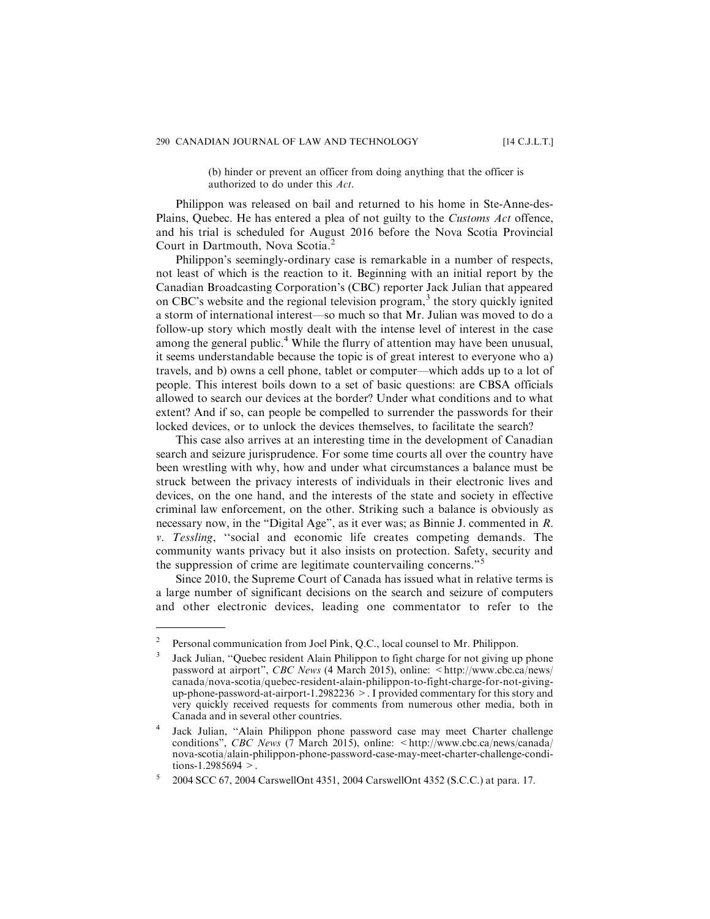> (b) hinder or prevent an officer from doing anything that the officer is authorized to do under this *Act*.

Philippon was released on bail and returned to his home in Ste-Anne-des-Plains, Quebec. He has entered a plea of not guilty to the *Customs Act* offence, and his trial is scheduled for August 2016 before the Nova Scotia Provincial Court in Dartmouth, Nova Scotia.[2]

Philippon's seemingly-ordinary case is remarkable in a number of respects, not least of which is the reaction to it. Beginning with an initial report by the Canadian Broadcasting Corporation's (CBC) reporter Jack Julian that appeared on CBC's website and the regional television program,[3] the story quickly ignited a storm of international interest—so much so that Mr. Julian was moved to do a follow-up story which mostly dealt with the intense level of interest in the case among the general public.[4] While the flurry of attention may have been unusual, it seems understandable because the topic is of great interest to everyone who a) travels, and b) owns a cell phone, tablet or computer—which adds up to a lot of people. This interest boils down to a set of basic questions: are CBSA officials allowed to search our devices at the border? Under what conditions and to what extent? And if so, can people be compelled to surrender the passwords for their locked devices, or to unlock the devices themselves, to facilitate the search?

This case also arrives at an interesting time in the development of Canadian search and seizure jurisprudence. For some time courts all over the country have been wrestling with why, how and under what circumstances a balance must be struck between the privacy interests of individuals in their electronic lives and devices, on the one hand, and the interests of the state and society in effective criminal law enforcement, on the other. Striking such a balance is obviously as necessary now, in the "Digital Age", as it ever was; as Binnie J. commented in *R. v. Tessling*, "social and economic life creates competing demands. The community wants privacy but it also insists on protection. Safety, security and the suppression of crime are legitimate countervailing concerns."[5]

Since 2010, the Supreme Court of Canada has issued what in relative terms is a large number of significant decisions on the search and seizure of computers and other electronic devices, leading one commentator to refer to the

---

[2] Personal communication from Joel Pink, Q.C., local counsel to Mr. Philippon.

[3] Jack Julian, "Quebec resident Alain Philippon to fight charge for not giving up phone password at airport", *CBC News* (4 March 2015), online: < http://www.cbc.ca/news/canada/nova-scotia/quebec-resident-alain-philippon-to-fight-charge-for-not-giving-up-phone-password-at-airport-1.2982236 >. I provided commentary for this story and very quickly received requests for comments from numerous other media, both in Canada and in several other countries.

[4] Jack Julian, "Alain Philippon phone password case may meet Charter challenge conditions", *CBC News* (7 March 2015), online: < http://www.cbc.ca/news/canada/nova-scotia/alain-philippon-phone-password-case-may-meet-charter-challenge-conditions-1.2985694 >.

[5] 2004 SCC 67, 2004 CarswellOnt 4351, 2004 CarswellOnt 4352 (S.C.C.) at para. 17.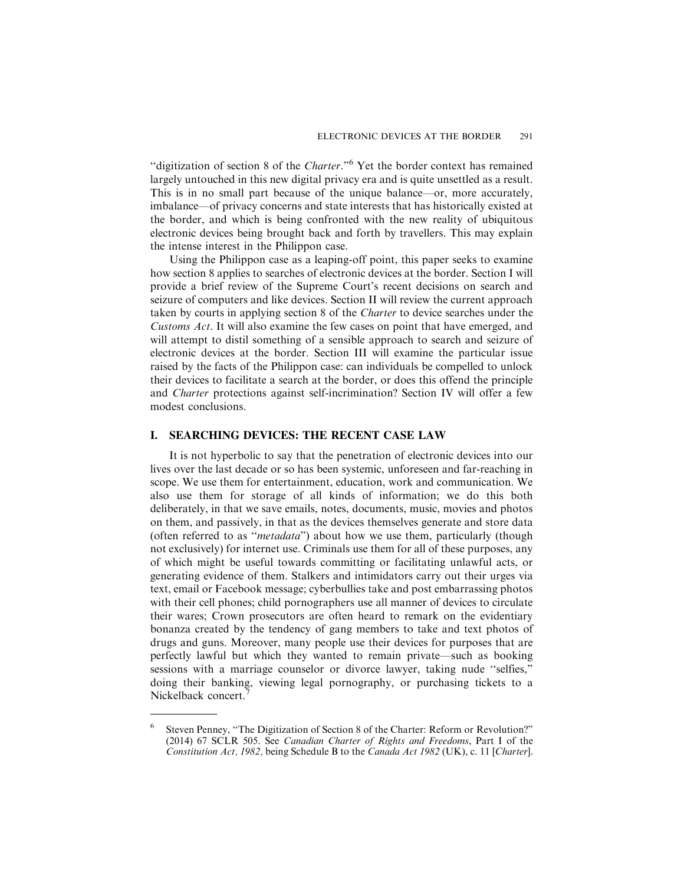"digitization of section 8 of the *Charter*."[6] Yet the border context has remained largely untouched in this new digital privacy era and is quite unsettled as a result. This is in no small part because of the unique balance—or, more accurately, imbalance—of privacy concerns and state interests that has historically existed at the border, and which is being confronted with the new reality of ubiquitous electronic devices being brought back and forth by travellers. This may explain the intense interest in the Philippon case.

Using the Philippon case as a leaping-off point, this paper seeks to examine how section 8 applies to searches of electronic devices at the border. Section I will provide a brief review of the Supreme Court's recent decisions on search and seizure of computers and like devices. Section II will review the current approach taken by courts in applying section 8 of the *Charter* to device searches under the *Customs Act*. It will also examine the few cases on point that have emerged, and will attempt to distil something of a sensible approach to search and seizure of electronic devices at the border. Section III will examine the particular issue raised by the facts of the Philippon case: can individuals be compelled to unlock their devices to facilitate a search at the border, or does this offend the principle and *Charter* protections against self-incrimination? Section IV will offer a few modest conclusions.

## I. SEARCHING DEVICES: THE RECENT CASE LAW

It is not hyperbolic to say that the penetration of electronic devices into our lives over the last decade or so has been systemic, unforeseen and far-reaching in scope. We use them for entertainment, education, work and communication. We also use them for storage of all kinds of information; we do this both deliberately, in that we save emails, notes, documents, music, movies and photos on them, and passively, in that as the devices themselves generate and store data (often referred to as "*metadata*") about how we use them, particularly (though not exclusively) for internet use. Criminals use them for all of these purposes, any of which might be useful towards committing or facilitating unlawful acts, or generating evidence of them. Stalkers and intimidators carry out their urges via text, email or Facebook message; cyberbullies take and post embarrassing photos with their cell phones; child pornographers use all manner of devices to circulate their wares; Crown prosecutors are often heard to remark on the evidentiary bonanza created by the tendency of gang members to take and text photos of drugs and guns. Moreover, many people use their devices for purposes that are perfectly lawful but which they wanted to remain private—such as booking sessions with a marriage counselor or divorce lawyer, taking nude "selfies," doing their banking, viewing legal pornography, or purchasing tickets to a Nickelback concert.[7]

---

[6] Steven Penney, "The Digitization of Section 8 of the Charter: Reform or Revolution?" (2014) 67 SCLR 505. See *Canadian Charter of Rights and Freedoms*, Part I of the *Constitution Act, 1982*, being Schedule B to the *Canada Act 1982* (UK), c. 11 [*Charter*].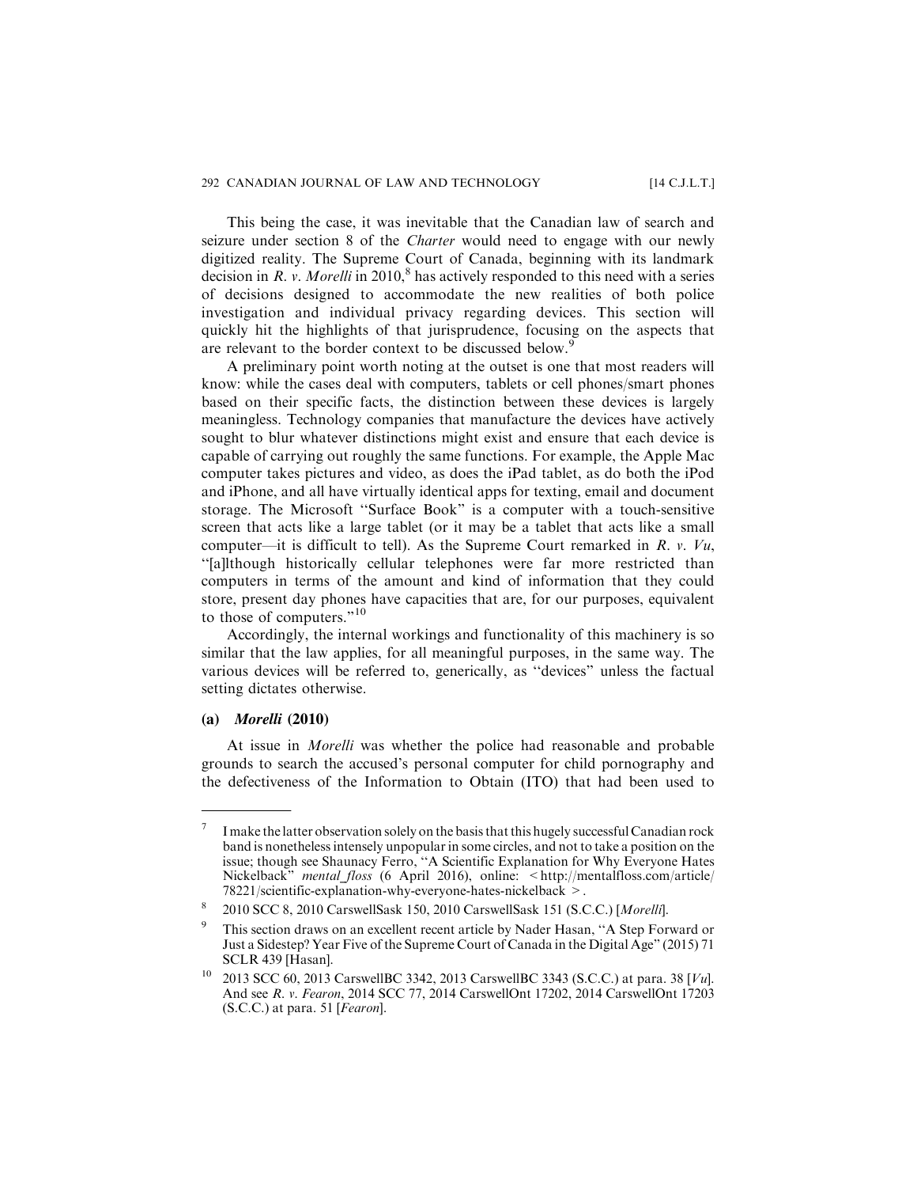This being the case, it was inevitable that the Canadian law of search and seizure under section 8 of the *Charter* would need to engage with our newly digitized reality. The Supreme Court of Canada, beginning with its landmark decision in *R. v. Morelli* in 2010,[8] has actively responded to this need with a series of decisions designed to accommodate the new realities of both police investigation and individual privacy regarding devices. This section will quickly hit the highlights of that jurisprudence, focusing on the aspects that are relevant to the border context to be discussed below.[9]

A preliminary point worth noting at the outset is one that most readers will know: while the cases deal with computers, tablets or cell phones/smart phones based on their specific facts, the distinction between these devices is largely meaningless. Technology companies that manufacture the devices have actively sought to blur whatever distinctions might exist and ensure that each device is capable of carrying out roughly the same functions. For example, the Apple Mac computer takes pictures and video, as does the iPad tablet, as do both the iPod and iPhone, and all have virtually identical apps for texting, email and document storage. The Microsoft "Surface Book" is a computer with a touch-sensitive screen that acts like a large tablet (or it may be a tablet that acts like a small computer—it is difficult to tell). As the Supreme Court remarked in *R. v. Vu*, "[a]lthough historically cellular telephones were far more restricted than computers in terms of the amount and kind of information that they could store, present day phones have capacities that are, for our purposes, equivalent to those of computers."[10]

Accordingly, the internal workings and functionality of this machinery is so similar that the law applies, for all meaningful purposes, in the same way. The various devices will be referred to, generically, as "devices" unless the factual setting dictates otherwise.

### (a) *Morelli* (2010)

At issue in *Morelli* was whether the police had reasonable and probable grounds to search the accused's personal computer for child pornography and the defectiveness of the Information to Obtain (ITO) that had been used to

---

7 I make the latter observation solely on the basis that this hugely successful Canadian rock band is nonetheless intensely unpopular in some circles, and not to take a position on the issue; though see Shaunacy Ferro, "A Scientific Explanation for Why Everyone Hates Nickelback" *mental_floss* (6 April 2016), online: < http://mentalfloss.com/article/78221/scientific-explanation-why-everyone-hates-nickelback >.

8 2010 SCC 8, 2010 CarswellSask 150, 2010 CarswellSask 151 (S.C.C.) [*Morelli*].

9 This section draws on an excellent recent article by Nader Hasan, "A Step Forward or Just a Sidestep? Year Five of the Supreme Court of Canada in the Digital Age" (2015) 71 SCLR 439 [Hasan].

10 2013 SCC 60, 2013 CarswellBC 3342, 2013 CarswellBC 3343 (S.C.C.) at para. 38 [*Vu*]. And see *R. v. Fearon*, 2014 SCC 77, 2014 CarswellOnt 17202, 2014 CarswellOnt 17203 (S.C.C.) at para. 51 [*Fearon*].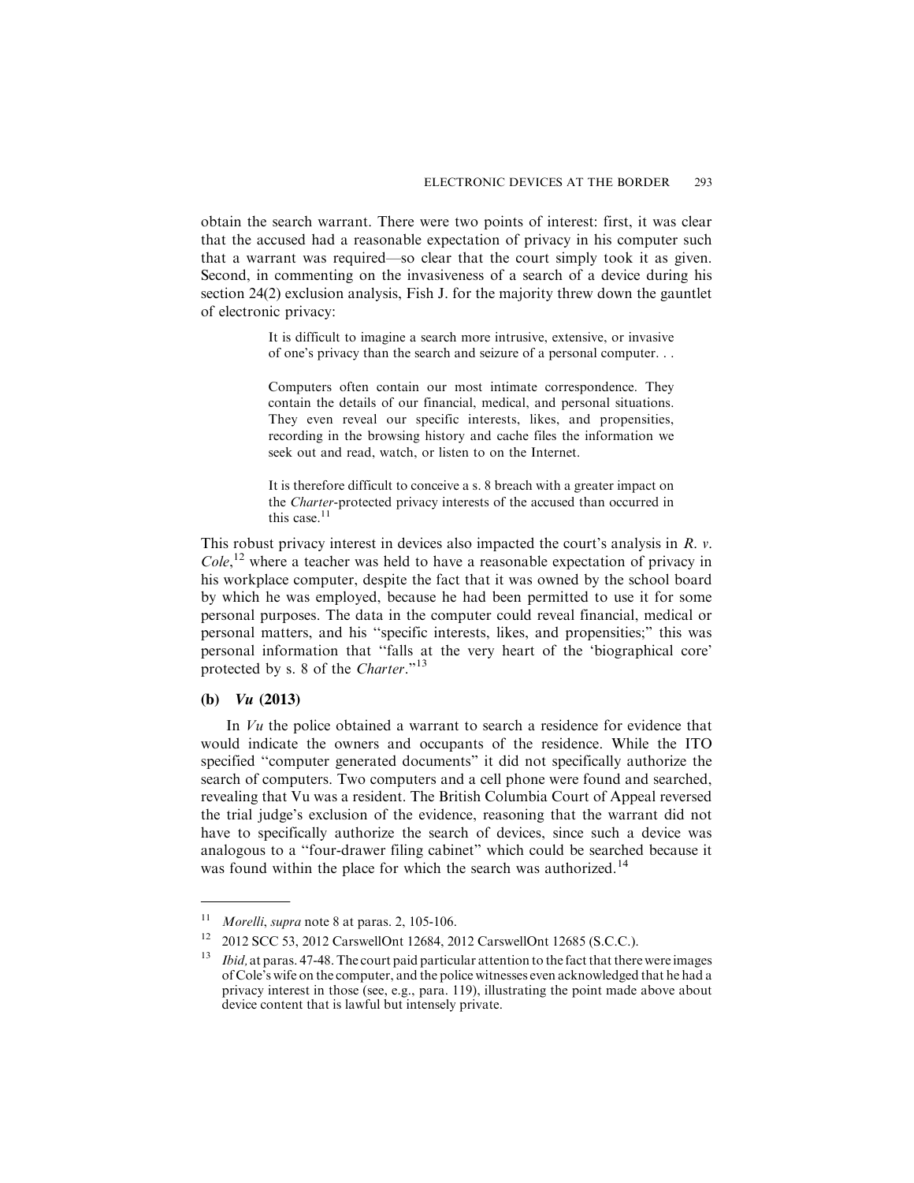obtain the search warrant. There were two points of interest: first, it was clear that the accused had a reasonable expectation of privacy in his computer such that a warrant was required—so clear that the court simply took it as given. Second, in commenting on the invasiveness of a search of a device during his section 24(2) exclusion analysis, Fish J. for the majority threw down the gauntlet of electronic privacy:

> It is difficult to imagine a search more intrusive, extensive, or invasive of one's privacy than the search and seizure of a personal computer. . .
>
> Computers often contain our most intimate correspondence. They contain the details of our financial, medical, and personal situations. They even reveal our specific interests, likes, and propensities, recording in the browsing history and cache files the information we seek out and read, watch, or listen to on the Internet.
>
> It is therefore difficult to conceive a s. 8 breach with a greater impact on the *Charter*-protected privacy interests of the accused than occurred in this case.[11]

This robust privacy interest in devices also impacted the court's analysis in *R. v. Cole*,[12] where a teacher was held to have a reasonable expectation of privacy in his workplace computer, despite the fact that it was owned by the school board by which he was employed, because he had been permitted to use it for some personal purposes. The data in the computer could reveal financial, medical or personal matters, and his "specific interests, likes, and propensities;" this was personal information that "falls at the very heart of the 'biographical core' protected by s. 8 of the *Charter*."[13]

### (b) *Vu* (2013)

In *Vu* the police obtained a warrant to search a residence for evidence that would indicate the owners and occupants of the residence. While the ITO specified "computer generated documents" it did not specifically authorize the search of computers. Two computers and a cell phone were found and searched, revealing that Vu was a resident. The British Columbia Court of Appeal reversed the trial judge's exclusion of the evidence, reasoning that the warrant did not have to specifically authorize the search of devices, since such a device was analogous to a "four-drawer filing cabinet" which could be searched because it was found within the place for which the search was authorized.[14]

---

[11] *Morelli*, *supra* note 8 at paras. 2, 105-106.

[12] 2012 SCC 53, 2012 CarswellOnt 12684, 2012 CarswellOnt 12685 (S.C.C.).

[13] *Ibid,* at paras. 47-48. The court paid particular attention to the fact that there were images of Cole's wife on the computer, and the police witnesses even acknowledged that he had a privacy interest in those (see, e.g., para. 119), illustrating the point made above about device content that is lawful but intensely private.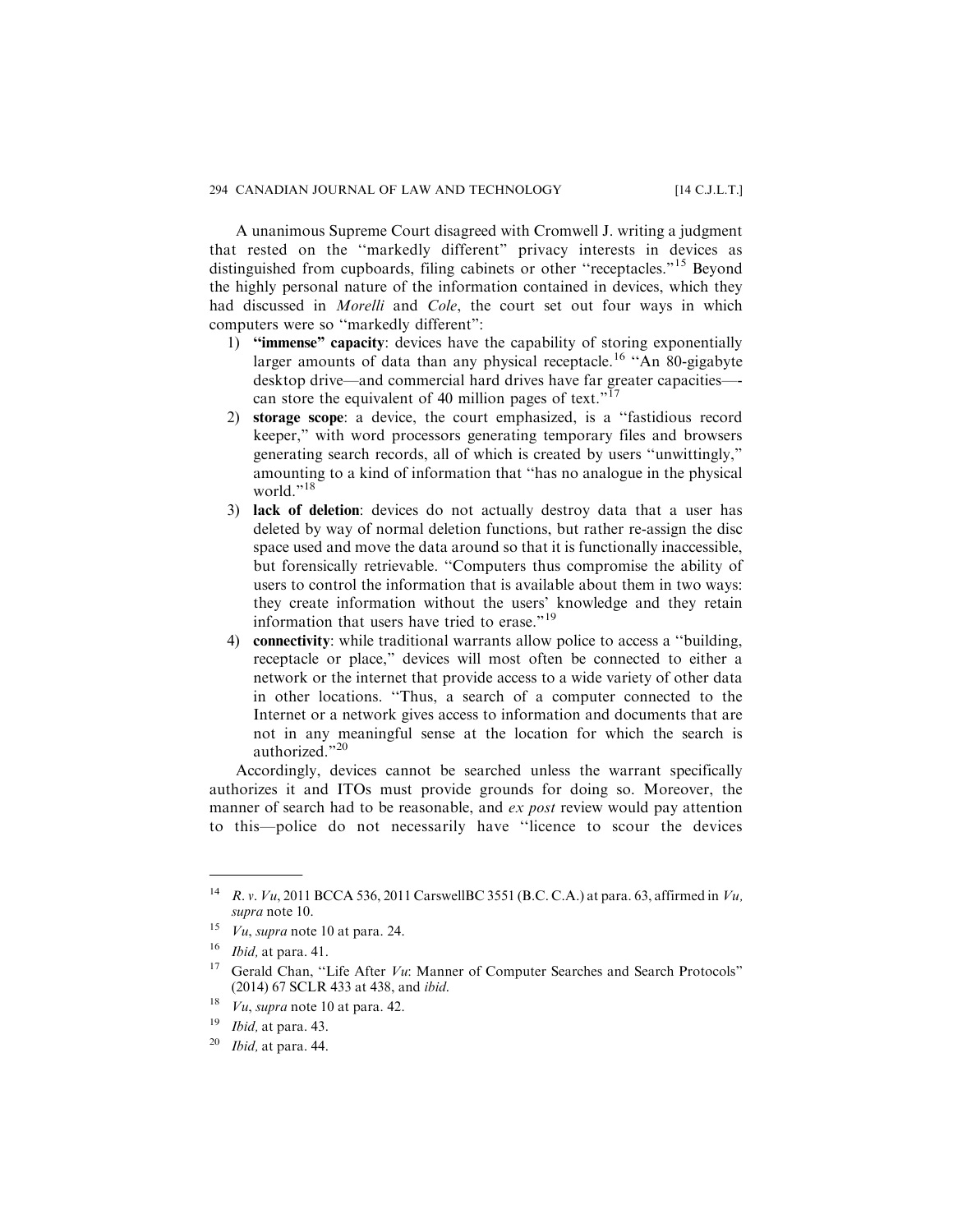A unanimous Supreme Court disagreed with Cromwell J. writing a judgment that rested on the ''markedly different'' privacy interests in devices as distinguished from cupboards, filing cabinets or other ''receptacles.''[15] Beyond the highly personal nature of the information contained in devices, which they had discussed in *Morelli* and *Cole*, the court set out four ways in which computers were so ''markedly different'':

1) **''immense'' capacity**: devices have the capability of storing exponentially larger amounts of data than any physical receptacle.[16] ''An 80-gigabyte desktop drive—and commercial hard drives have far greater capacities—-can store the equivalent of 40 million pages of text.''[17]
2) **storage scope**: a device, the court emphasized, is a ''fastidious record keeper,'' with word processors generating temporary files and browsers generating search records, all of which is created by users ''unwittingly,'' amounting to a kind of information that ''has no analogue in the physical world.''[18]
3) **lack of deletion**: devices do not actually destroy data that a user has deleted by way of normal deletion functions, but rather re-assign the disc space used and move the data around so that it is functionally inaccessible, but forensically retrievable. ''Computers thus compromise the ability of users to control the information that is available about them in two ways: they create information without the users' knowledge and they retain information that users have tried to erase.''[19]
4) **connectivity**: while traditional warrants allow police to access a ''building, receptacle or place,'' devices will most often be connected to either a network or the internet that provide access to a wide variety of other data in other locations. ''Thus, a search of a computer connected to the Internet or a network gives access to information and documents that are not in any meaningful sense at the location for which the search is authorized.''[20]

Accordingly, devices cannot be searched unless the warrant specifically authorizes it and ITOs must provide grounds for doing so. Moreover, the manner of search had to be reasonable, and *ex post* review would pay attention to this—police do not necessarily have ''licence to scour the devices

---

[14] *R. v. Vu*, 2011 BCCA 536, 2011 CarswellBC 3551 (B.C. C.A.) at para. 63, affirmed in *Vu, supra* note 10.

[15] *Vu*, *supra* note 10 at para. 24.

[16] *Ibid,* at para. 41.

[17] Gerald Chan, ''Life After *Vu*: Manner of Computer Searches and Search Protocols'' (2014) 67 SCLR 433 at 438, and *ibid*.

[18] *Vu*, *supra* note 10 at para. 42.

[19] *Ibid,* at para. 43.

[20] *Ibid,* at para. 44.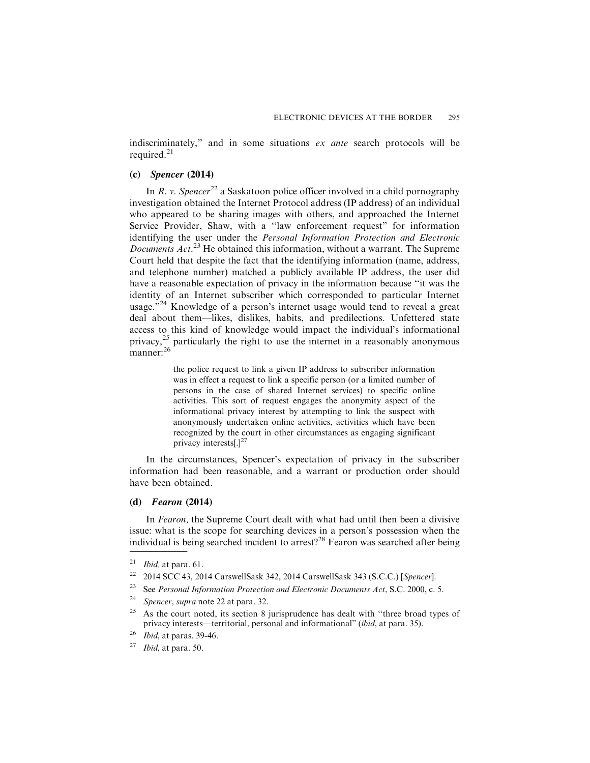indiscriminately," and in some situations *ex ante* search protocols will be required.[21]

### (c) *Spencer* (2014)

In *R. v. Spencer*[22] a Saskatoon police officer involved in a child pornography investigation obtained the Internet Protocol address (IP address) of an individual who appeared to be sharing images with others, and approached the Internet Service Provider, Shaw, with a "law enforcement request" for information identifying the user under the *Personal Information Protection and Electronic Documents Act*.[23] He obtained this information, without a warrant. The Supreme Court held that despite the fact that the identifying information (name, address, and telephone number) matched a publicly available IP address, the user did have a reasonable expectation of privacy in the information because "it was the identity of an Internet subscriber which corresponded to particular Internet usage."[24] Knowledge of a person's internet usage would tend to reveal a great deal about them—likes, dislikes, habits, and predilections. Unfettered state access to this kind of knowledge would impact the individual's informational privacy,[25] particularly the right to use the internet in a reasonably anonymous manner:[26]

> the police request to link a given IP address to subscriber information was in effect a request to link a specific person (or a limited number of persons in the case of shared Internet services) to specific online activities. This sort of request engages the anonymity aspect of the informational privacy interest by attempting to link the suspect with anonymously undertaken online activities, activities which have been recognized by the court in other circumstances as engaging significant privacy interests[.][27]

In the circumstances, Spencer's expectation of privacy in the subscriber information had been reasonable, and a warrant or production order should have been obtained.

### (d) *Fearon* (2014)

In *Fearon,* the Supreme Court dealt with what had until then been a divisive issue: what is the scope for searching devices in a person's possession when the individual is being searched incident to arrest?[28] Fearon was searched after being

---

21. *Ibid,* at para. 61.
22. 2014 SCC 43, 2014 CarswellSask 342, 2014 CarswellSask 343 (S.C.C.) [*Spencer*].
23. See *Personal Information Protection and Electronic Documents Act*, S.C. 2000, c. 5.
24. *Spencer*, *supra* note 22 at para. 32.
25. As the court noted, its section 8 jurisprudence has dealt with "three broad types of privacy interests—territorial, personal and informational" (*ibid*, at para. 35).
26. *Ibid*, at paras. 39-46.
27. *Ibid*, at para. 50.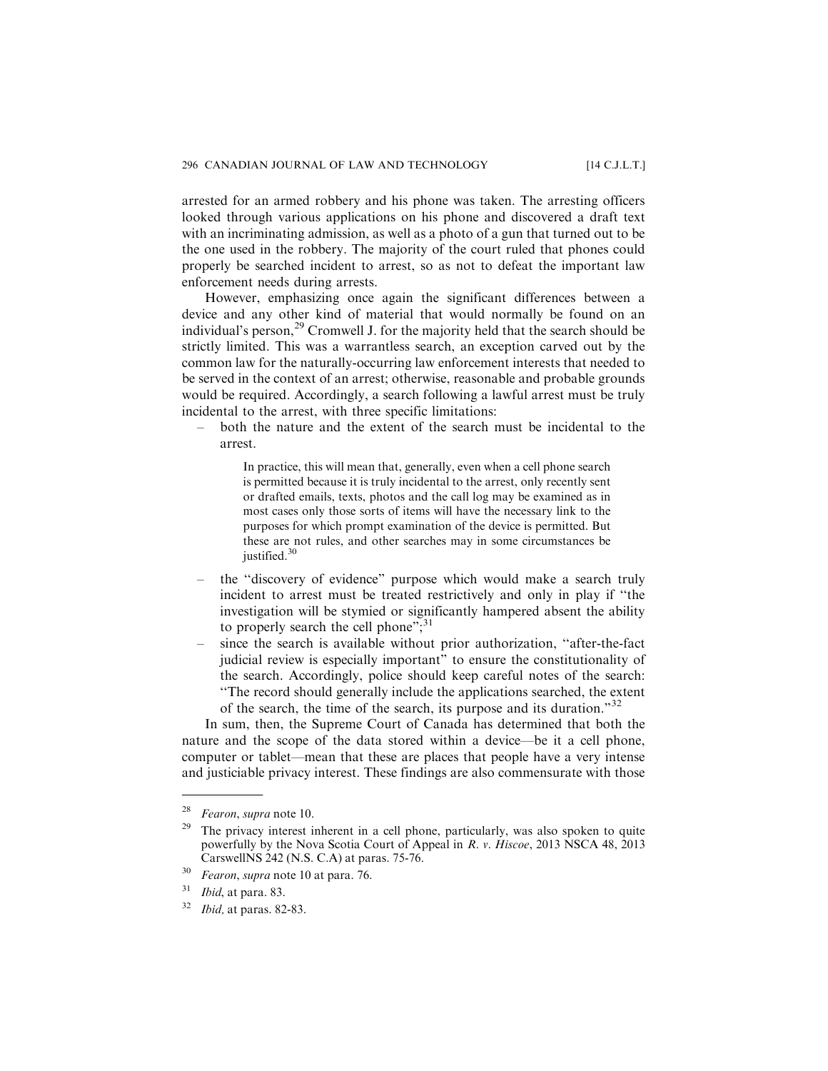arrested for an armed robbery and his phone was taken. The arresting officers looked through various applications on his phone and discovered a draft text with an incriminating admission, as well as a photo of a gun that turned out to be the one used in the robbery. The majority of the court ruled that phones could properly be searched incident to arrest, so as not to defeat the important law enforcement needs during arrests.

However, emphasizing once again the significant differences between a device and any other kind of material that would normally be found on an individual's person,[29] Cromwell J. for the majority held that the search should be strictly limited. This was a warrantless search, an exception carved out by the common law for the naturally-occurring law enforcement interests that needed to be served in the context of an arrest; otherwise, reasonable and probable grounds would be required. Accordingly, a search following a lawful arrest must be truly incidental to the arrest, with three specific limitations:

– both the nature and the extent of the search must be incidental to the arrest.

> In practice, this will mean that, generally, even when a cell phone search is permitted because it is truly incidental to the arrest, only recently sent or drafted emails, texts, photos and the call log may be examined as in most cases only those sorts of items will have the necessary link to the purposes for which prompt examination of the device is permitted. But these are not rules, and other searches may in some circumstances be justified.[30]

– the "discovery of evidence" purpose which would make a search truly incident to arrest must be treated restrictively and only in play if "the investigation will be stymied or significantly hampered absent the ability to properly search the cell phone";[31]

– since the search is available without prior authorization, "after-the-fact judicial review is especially important" to ensure the constitutionality of the search. Accordingly, police should keep careful notes of the search: "The record should generally include the applications searched, the extent of the search, the time of the search, its purpose and its duration."[32]

In sum, then, the Supreme Court of Canada has determined that both the nature and the scope of the data stored within a device—be it a cell phone, computer or tablet—mean that these are places that people have a very intense and justiciable privacy interest. These findings are also commensurate with those

---

[28] *Fearon*, *supra* note 10.

[29] The privacy interest inherent in a cell phone, particularly, was also spoken to quite powerfully by the Nova Scotia Court of Appeal in *R. v. Hiscoe*, 2013 NSCA 48, 2013 CarswellNS 242 (N.S. C.A) at paras. 75-76.

[30] *Fearon*, *supra* note 10 at para. 76.

[31] *Ibid*, at para. 83.

[32] *Ibid,* at paras. 82-83.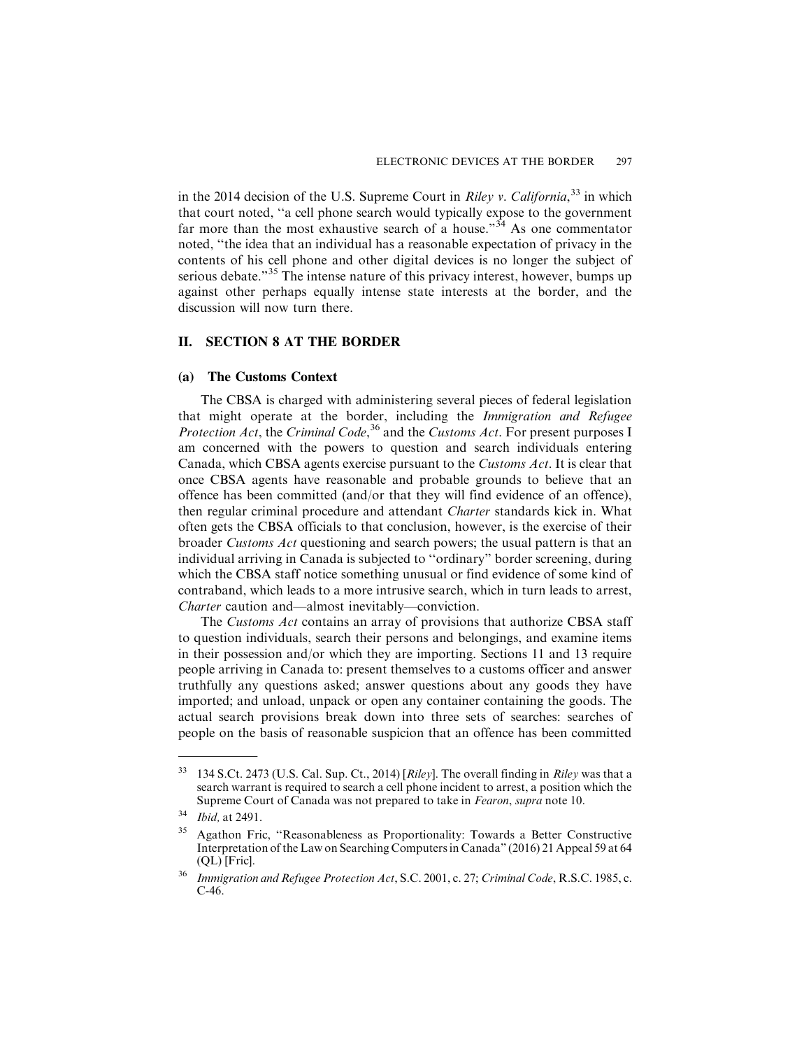in the 2014 decision of the U.S. Supreme Court in *Riley v. California*,[33] in which that court noted, ''a cell phone search would typically expose to the government far more than the most exhaustive search of a house.''[34] As one commentator noted, ''the idea that an individual has a reasonable expectation of privacy in the contents of his cell phone and other digital devices is no longer the subject of serious debate.''[35] The intense nature of this privacy interest, however, bumps up against other perhaps equally intense state interests at the border, and the discussion will now turn there.

## II. SECTION 8 AT THE BORDER

### (a) The Customs Context

The CBSA is charged with administering several pieces of federal legislation that might operate at the border, including the *Immigration and Refugee Protection Act*, the *Criminal Code*,[36] and the *Customs Act*. For present purposes I am concerned with the powers to question and search individuals entering Canada, which CBSA agents exercise pursuant to the *Customs Act*. It is clear that once CBSA agents have reasonable and probable grounds to believe that an offence has been committed (and/or that they will find evidence of an offence), then regular criminal procedure and attendant *Charter* standards kick in. What often gets the CBSA officials to that conclusion, however, is the exercise of their broader *Customs Act* questioning and search powers; the usual pattern is that an individual arriving in Canada is subjected to ''ordinary'' border screening, during which the CBSA staff notice something unusual or find evidence of some kind of contraband, which leads to a more intrusive search, which in turn leads to arrest, *Charter* caution and—almost inevitably—conviction.

The *Customs Act* contains an array of provisions that authorize CBSA staff to question individuals, search their persons and belongings, and examine items in their possession and/or which they are importing. Sections 11 and 13 require people arriving in Canada to: present themselves to a customs officer and answer truthfully any questions asked; answer questions about any goods they have imported; and unload, unpack or open any container containing the goods. The actual search provisions break down into three sets of searches: searches of people on the basis of reasonable suspicion that an offence has been committed

---

[33] 134 S.Ct. 2473 (U.S. Cal. Sup. Ct., 2014) [*Riley*]. The overall finding in *Riley* was that a search warrant is required to search a cell phone incident to arrest, a position which the Supreme Court of Canada was not prepared to take in *Fearon*, *supra* note 10.

[34] *Ibid,* at 2491.

[35] Agathon Fric, ''Reasonableness as Proportionality: Towards a Better Constructive Interpretation of the Law on Searching Computers in Canada'' (2016) 21 Appeal 59 at 64 (QL) [Fric].

[36] *Immigration and Refugee Protection Act*, S.C. 2001, c. 27; *Criminal Code*, R.S.C. 1985, c. C-46.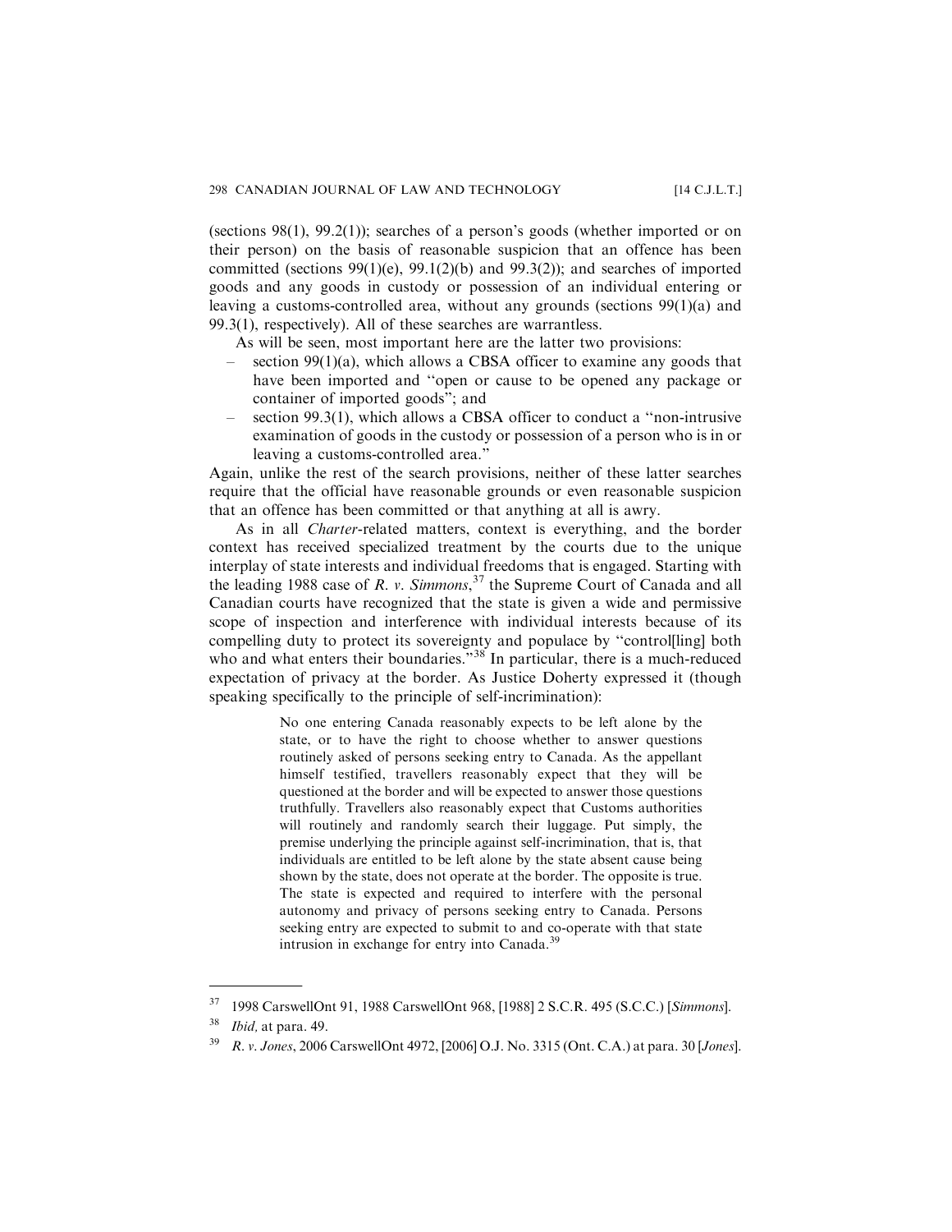(sections 98(1), 99.2(1)); searches of a person's goods (whether imported or on their person) on the basis of reasonable suspicion that an offence has been committed (sections 99(1)(e), 99.1(2)(b) and 99.3(2)); and searches of imported goods and any goods in custody or possession of an individual entering or leaving a customs-controlled area, without any grounds (sections 99(1)(a) and 99.3(1), respectively). All of these searches are warrantless.

As will be seen, most important here are the latter two provisions:

- section 99(1)(a), which allows a CBSA officer to examine any goods that have been imported and "open or cause to be opened any package or container of imported goods"; and
- section 99.3(1), which allows a CBSA officer to conduct a "non-intrusive examination of goods in the custody or possession of a person who is in or leaving a customs-controlled area."

Again, unlike the rest of the search provisions, neither of these latter searches require that the official have reasonable grounds or even reasonable suspicion that an offence has been committed or that anything at all is awry.

As in all *Charter*-related matters, context is everything, and the border context has received specialized treatment by the courts due to the unique interplay of state interests and individual freedoms that is engaged. Starting with the leading 1988 case of *R. v. Simmons*,[37] the Supreme Court of Canada and all Canadian courts have recognized that the state is given a wide and permissive scope of inspection and interference with individual interests because of its compelling duty to protect its sovereignty and populace by "control[ling] both who and what enters their boundaries."[38] In particular, there is a much-reduced expectation of privacy at the border. As Justice Doherty expressed it (though speaking specifically to the principle of self-incrimination):

> No one entering Canada reasonably expects to be left alone by the state, or to have the right to choose whether to answer questions routinely asked of persons seeking entry to Canada. As the appellant himself testified, travellers reasonably expect that they will be questioned at the border and will be expected to answer those questions truthfully. Travellers also reasonably expect that Customs authorities will routinely and randomly search their luggage. Put simply, the premise underlying the principle against self-incrimination, that is, that individuals are entitled to be left alone by the state absent cause being shown by the state, does not operate at the border. The opposite is true. The state is expected and required to interfere with the personal autonomy and privacy of persons seeking entry to Canada. Persons seeking entry are expected to submit to and co-operate with that state intrusion in exchange for entry into Canada.[39]

---

[37] 1998 CarswellOnt 91, 1988 CarswellOnt 968, [1988] 2 S.C.R. 495 (S.C.C.) [*Simmons*].

[38] *Ibid,* at para. 49.

[39] *R. v. Jones*, 2006 CarswellOnt 4972, [2006] O.J. No. 3315 (Ont. C.A.) at para. 30 [*Jones*].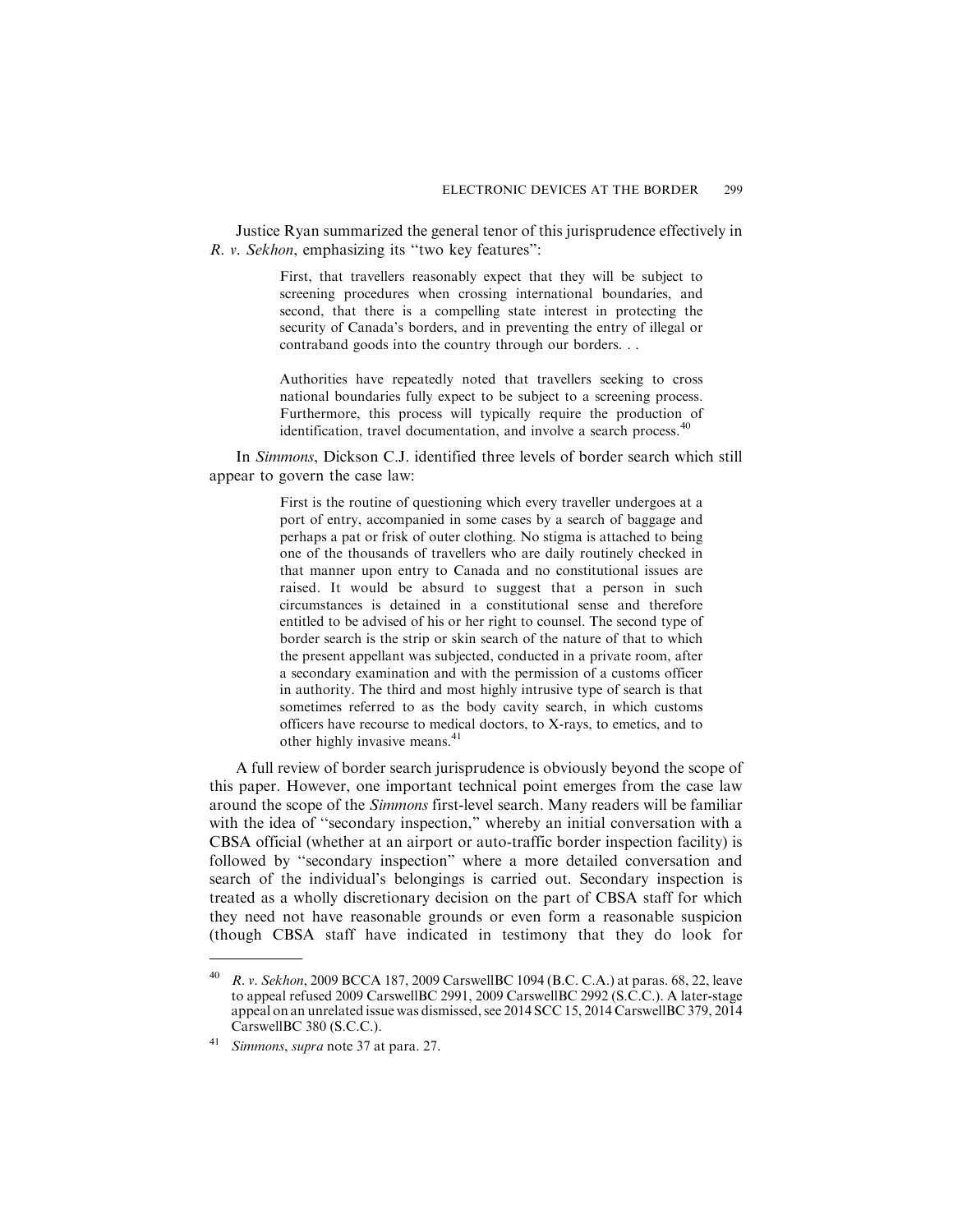Justice Ryan summarized the general tenor of this jurisprudence effectively in *R. v. Sekhon*, emphasizing its "two key features":

> First, that travellers reasonably expect that they will be subject to screening procedures when crossing international boundaries, and second, that there is a compelling state interest in protecting the security of Canada's borders, and in preventing the entry of illegal or contraband goods into the country through our borders. . .
>
> Authorities have repeatedly noted that travellers seeking to cross national boundaries fully expect to be subject to a screening process. Furthermore, this process will typically require the production of identification, travel documentation, and involve a search process.[40]

In *Simmons*, Dickson C.J. identified three levels of border search which still appear to govern the case law:

> First is the routine of questioning which every traveller undergoes at a port of entry, accompanied in some cases by a search of baggage and perhaps a pat or frisk of outer clothing. No stigma is attached to being one of the thousands of travellers who are daily routinely checked in that manner upon entry to Canada and no constitutional issues are raised. It would be absurd to suggest that a person in such circumstances is detained in a constitutional sense and therefore entitled to be advised of his or her right to counsel. The second type of border search is the strip or skin search of the nature of that to which the present appellant was subjected, conducted in a private room, after a secondary examination and with the permission of a customs officer in authority. The third and most highly intrusive type of search is that sometimes referred to as the body cavity search, in which customs officers have recourse to medical doctors, to X-rays, to emetics, and to other highly invasive means.[41]

A full review of border search jurisprudence is obviously beyond the scope of this paper. However, one important technical point emerges from the case law around the scope of the *Simmons* first-level search. Many readers will be familiar with the idea of "secondary inspection," whereby an initial conversation with a CBSA official (whether at an airport or auto-traffic border inspection facility) is followed by "secondary inspection" where a more detailed conversation and search of the individual's belongings is carried out. Secondary inspection is treated as a wholly discretionary decision on the part of CBSA staff for which they need not have reasonable grounds or even form a reasonable suspicion (though CBSA staff have indicated in testimony that they do look for

---

[40] *R. v. Sekhon*, 2009 BCCA 187, 2009 CarswellBC 1094 (B.C. C.A.) at paras. 68, 22, leave to appeal refused 2009 CarswellBC 2991, 2009 CarswellBC 2992 (S.C.C.). A later-stage appeal on an unrelated issue was dismissed, see 2014 SCC 15, 2014 CarswellBC 379, 2014 CarswellBC 380 (S.C.C.).

[41] *Simmons*, *supra* note 37 at para. 27.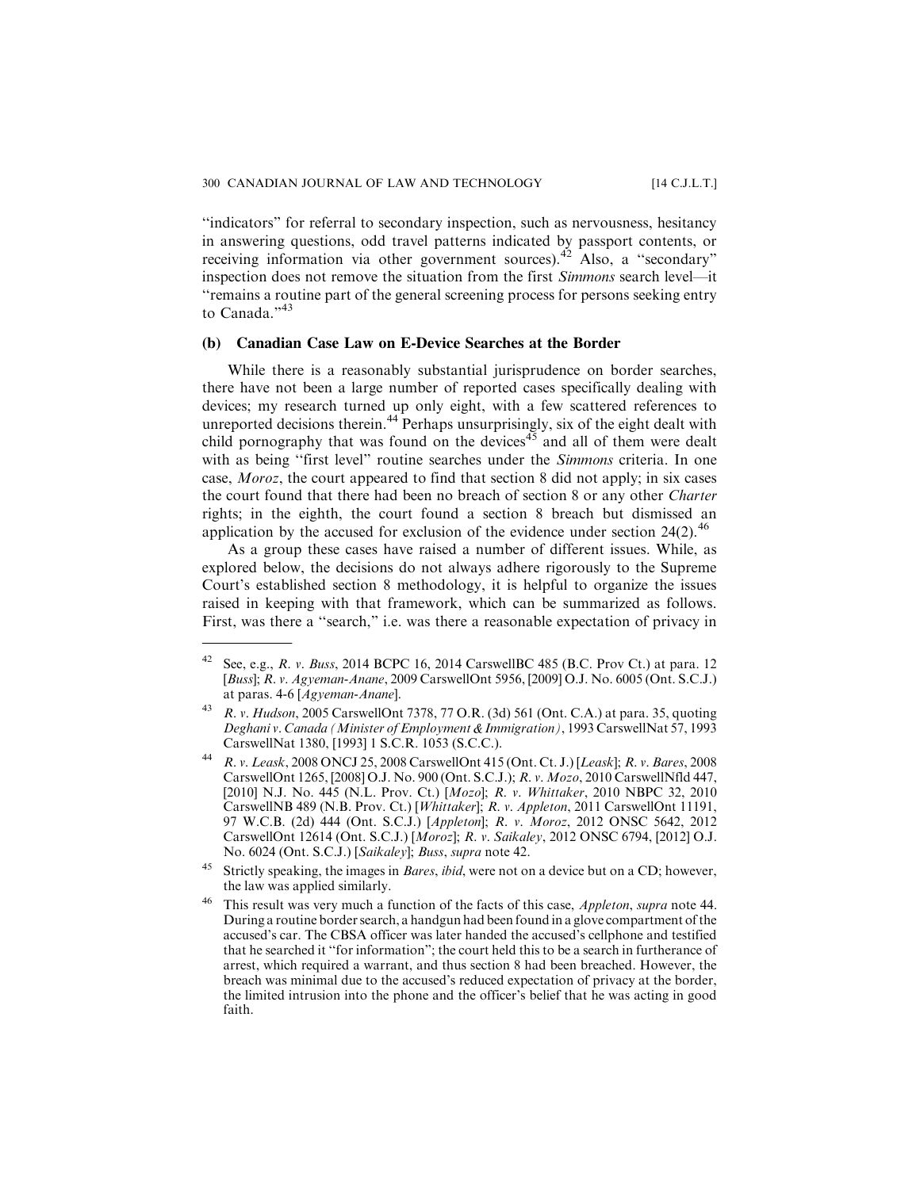"indicators" for referral to secondary inspection, such as nervousness, hesitancy in answering questions, odd travel patterns indicated by passport contents, or receiving information via other government sources).[42] Also, a "secondary" inspection does not remove the situation from the first *Simmons* search level—it "remains a routine part of the general screening process for persons seeking entry to Canada."[43]

### (b) Canadian Case Law on E-Device Searches at the Border

While there is a reasonably substantial jurisprudence on border searches, there have not been a large number of reported cases specifically dealing with devices; my research turned up only eight, with a few scattered references to unreported decisions therein.[44] Perhaps unsurprisingly, six of the eight dealt with child pornography that was found on the devices[45] and all of them were dealt with as being "first level" routine searches under the *Simmons* criteria. In one case, *Moroz*, the court appeared to find that section 8 did not apply; in six cases the court found that there had been no breach of section 8 or any other *Charter* rights; in the eighth, the court found a section 8 breach but dismissed an application by the accused for exclusion of the evidence under section 24(2).[46]

As a group these cases have raised a number of different issues. While, as explored below, the decisions do not always adhere rigorously to the Supreme Court's established section 8 methodology, it is helpful to organize the issues raised in keeping with that framework, which can be summarized as follows. First, was there a "search," i.e. was there a reasonable expectation of privacy in

---

[42] See, e.g., *R. v. Buss*, 2014 BCPC 16, 2014 CarswellBC 485 (B.C. Prov Ct.) at para. 12 [*Buss*]; *R. v. Agyeman-Anane*, 2009 CarswellOnt 5956, [2009] O.J. No. 6005 (Ont. S.C.J.) at paras. 4-6 [*Agyeman-Anane*].

[43] *R. v. Hudson*, 2005 CarswellOnt 7378, 77 O.R. (3d) 561 (Ont. C.A.) at para. 35, quoting *Deghani v. Canada (Minister of Employment & Immigration)*, 1993 CarswellNat 57, 1993 CarswellNat 1380, [1993] 1 S.C.R. 1053 (S.C.C.).

[44] *R. v. Leask*, 2008 ONCJ 25, 2008 CarswellOnt 415 (Ont. Ct. J.) [*Leask*]; *R. v. Bares*, 2008 CarswellOnt 1265, [2008] O.J. No. 900 (Ont. S.C.J.); *R. v. Mozo*, 2010 CarswellNfld 447, [2010] N.J. No. 445 (N.L. Prov. Ct.) [*Mozo*]; *R. v. Whittaker*, 2010 NBPC 32, 2010 CarswellNB 489 (N.B. Prov. Ct.) [*Whittaker*]; *R. v. Appleton*, 2011 CarswellOnt 11191, 97 W.C.B. (2d) 444 (Ont. S.C.J.) [*Appleton*]; *R. v. Moroz*, 2012 ONSC 5642, 2012 CarswellOnt 12614 (Ont. S.C.J.) [*Moroz*]; *R. v. Saikaley*, 2012 ONSC 6794, [2012] O.J. No. 6024 (Ont. S.C.J.) [*Saikaley*]; *Buss*, *supra* note 42.

[45] Strictly speaking, the images in *Bares*, *ibid*, were not on a device but on a CD; however, the law was applied similarly.

[46] This result was very much a function of the facts of this case, *Appleton*, *supra* note 44. During a routine border search, a handgun had been found in a glove compartment of the accused's car. The CBSA officer was later handed the accused's cellphone and testified that he searched it "for information"; the court held this to be a search in furtherance of arrest, which required a warrant, and thus section 8 had been breached. However, the breach was minimal due to the accused's reduced expectation of privacy at the border, the limited intrusion into the phone and the officer's belief that he was acting in good faith.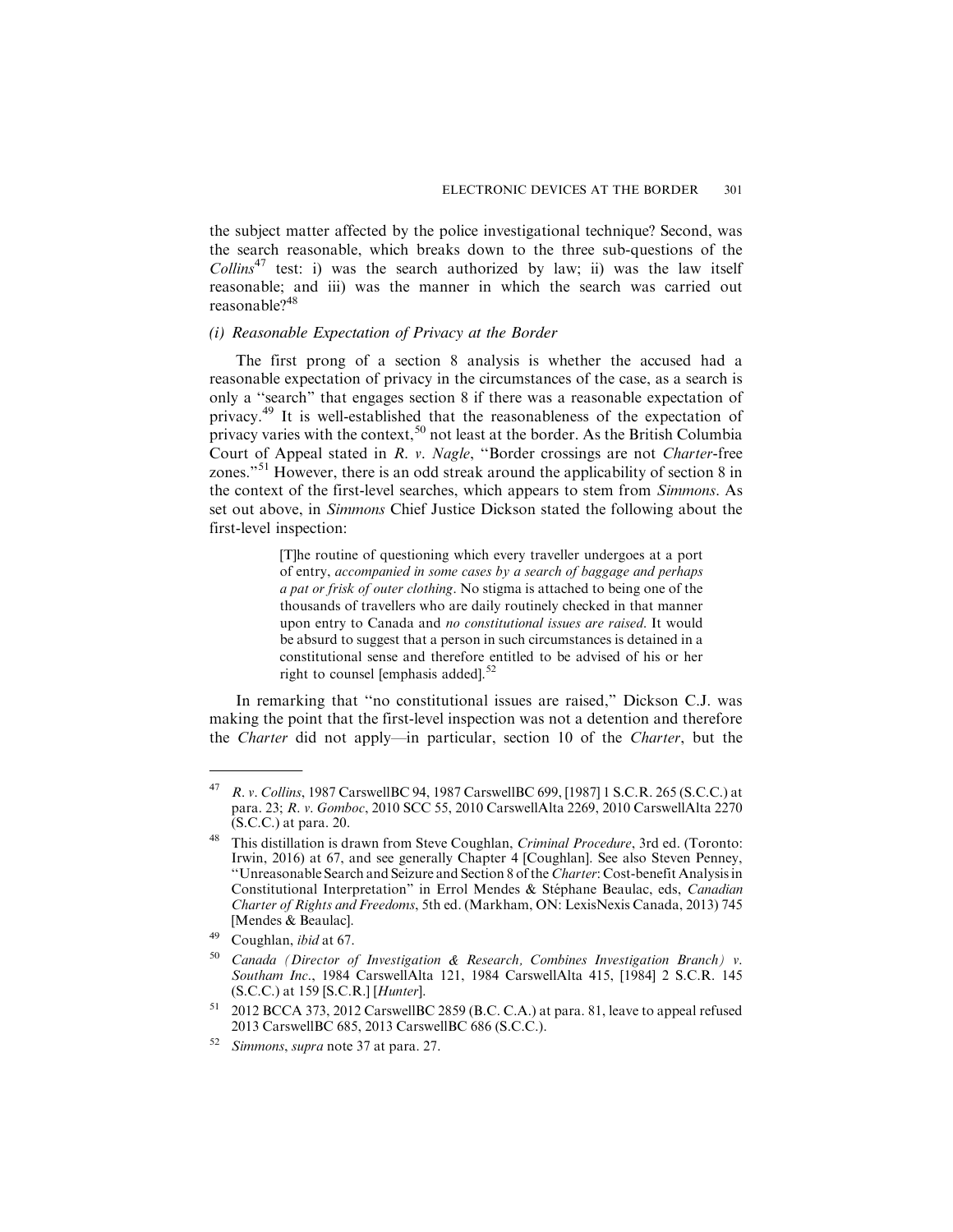the subject matter affected by the police investigational technique? Second, was the search reasonable, which breaks down to the three sub-questions of the *Collins*[47] test: i) was the search authorized by law; ii) was the law itself reasonable; and iii) was the manner in which the search was carried out reasonable?[48]

### *(i) Reasonable Expectation of Privacy at the Border*

The first prong of a section 8 analysis is whether the accused had a reasonable expectation of privacy in the circumstances of the case, as a search is only a "search" that engages section 8 if there was a reasonable expectation of privacy.[49] It is well-established that the reasonableness of the expectation of privacy varies with the context,[50] not least at the border. As the British Columbia Court of Appeal stated in *R. v. Nagle*, "Border crossings are not *Charter*-free zones."[51] However, there is an odd streak around the applicability of section 8 in the context of the first-level searches, which appears to stem from *Simmons*. As set out above, in *Simmons* Chief Justice Dickson stated the following about the first-level inspection:

> [T]he routine of questioning which every traveller undergoes at a port of entry, *accompanied in some cases by a search of baggage and perhaps a pat or frisk of outer clothing*. No stigma is attached to being one of the thousands of travellers who are daily routinely checked in that manner upon entry to Canada and *no constitutional issues are raised*. It would be absurd to suggest that a person in such circumstances is detained in a constitutional sense and therefore entitled to be advised of his or her right to counsel [emphasis added].[52]

In remarking that "no constitutional issues are raised," Dickson C.J. was making the point that the first-level inspection was not a detention and therefore the *Charter* did not apply—in particular, section 10 of the *Charter*, but the

---

[47] *R. v. Collins*, 1987 CarswellBC 94, 1987 CarswellBC 699, [1987] 1 S.C.R. 265 (S.C.C.) at para. 23; *R. v. Gomboc*, 2010 SCC 55, 2010 CarswellAlta 2269, 2010 CarswellAlta 2270 (S.C.C.) at para. 20.

[48] This distillation is drawn from Steve Coughlan, *Criminal Procedure*, 3rd ed. (Toronto: Irwin, 2016) at 67, and see generally Chapter 4 [Coughlan]. See also Steven Penney, "Unreasonable Search and Seizure and Section 8 of the *Charter*: Cost-benefit Analysis in Constitutional Interpretation" in Errol Mendes & Stéphane Beaulac, eds, *Canadian Charter of Rights and Freedoms*, 5th ed. (Markham, ON: LexisNexis Canada, 2013) 745 [Mendes & Beaulac].

[49] Coughlan, *ibid* at 67.

[50] *Canada (Director of Investigation & Research, Combines Investigation Branch) v. Southam Inc.*, 1984 CarswellAlta 121, 1984 CarswellAlta 415, [1984] 2 S.C.R. 145 (S.C.C.) at 159 [S.C.R.] [*Hunter*].

[51] 2012 BCCA 373, 2012 CarswellBC 2859 (B.C. C.A.) at para. 81, leave to appeal refused 2013 CarswellBC 685, 2013 CarswellBC 686 (S.C.C.).

[52] *Simmons*, *supra* note 37 at para. 27.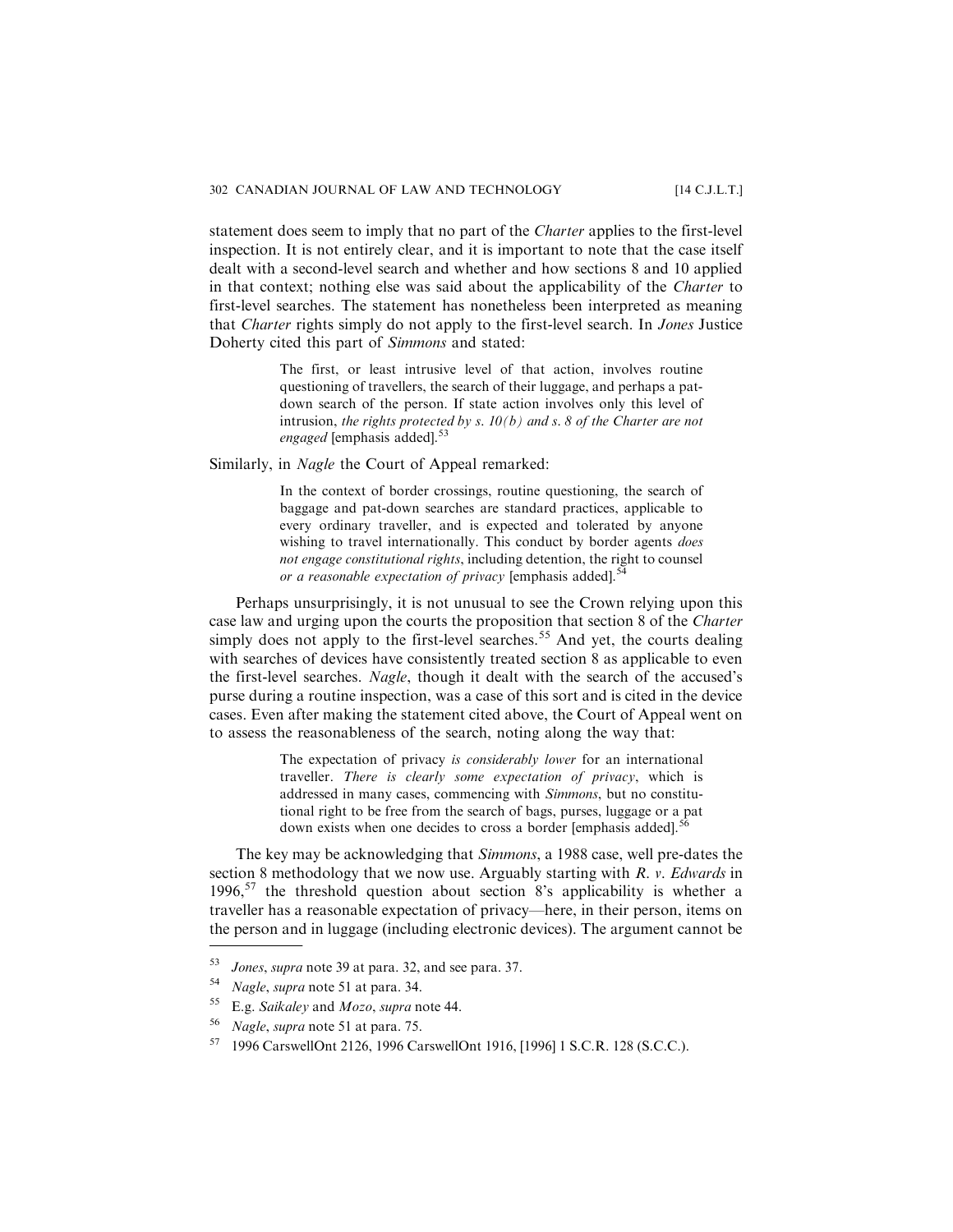statement does seem to imply that no part of the *Charter* applies to the first-level inspection. It is not entirely clear, and it is important to note that the case itself dealt with a second-level search and whether and how sections 8 and 10 applied in that context; nothing else was said about the applicability of the *Charter* to first-level searches. The statement has nonetheless been interpreted as meaning that *Charter* rights simply do not apply to the first-level search. In *Jones* Justice Doherty cited this part of *Simmons* and stated:

> The first, or least intrusive level of that action, involves routine questioning of travellers, the search of their luggage, and perhaps a pat-down search of the person. If state action involves only this level of intrusion, *the rights protected by s. 10(b) and s. 8 of the Charter are not engaged* [emphasis added].[53]

Similarly, in *Nagle* the Court of Appeal remarked:

> In the context of border crossings, routine questioning, the search of baggage and pat-down searches are standard practices, applicable to every ordinary traveller, and is expected and tolerated by anyone wishing to travel internationally. This conduct by border agents *does not engage constitutional rights*, including detention, the right to counsel *or a reasonable expectation of privacy* [emphasis added].[54]

Perhaps unsurprisingly, it is not unusual to see the Crown relying upon this case law and urging upon the courts the proposition that section 8 of the *Charter* simply does not apply to the first-level searches.[55] And yet, the courts dealing with searches of devices have consistently treated section 8 as applicable to even the first-level searches. *Nagle*, though it dealt with the search of the accused's purse during a routine inspection, was a case of this sort and is cited in the device cases. Even after making the statement cited above, the Court of Appeal went on to assess the reasonableness of the search, noting along the way that:

> The expectation of privacy *is considerably lower* for an international traveller. *There is clearly some expectation of privacy*, which is addressed in many cases, commencing with *Simmons*, but no constitutional right to be free from the search of bags, purses, luggage or a pat down exists when one decides to cross a border [emphasis added].[56]

The key may be acknowledging that *Simmons*, a 1988 case, well pre-dates the section 8 methodology that we now use. Arguably starting with *R. v. Edwards* in 1996,[57] the threshold question about section 8's applicability is whether a traveller has a reasonable expectation of privacy—here, in their person, items on the person and in luggage (including electronic devices). The argument cannot be

---

[53] *Jones*, *supra* note 39 at para. 32, and see para. 37.

[54] *Nagle*, *supra* note 51 at para. 34.

[55] E.g. *Saikaley* and *Mozo*, *supra* note 44.

[56] *Nagle*, *supra* note 51 at para. 75.

[57] 1996 CarswellOnt 2126, 1996 CarswellOnt 1916, [1996] 1 S.C.R. 128 (S.C.C.).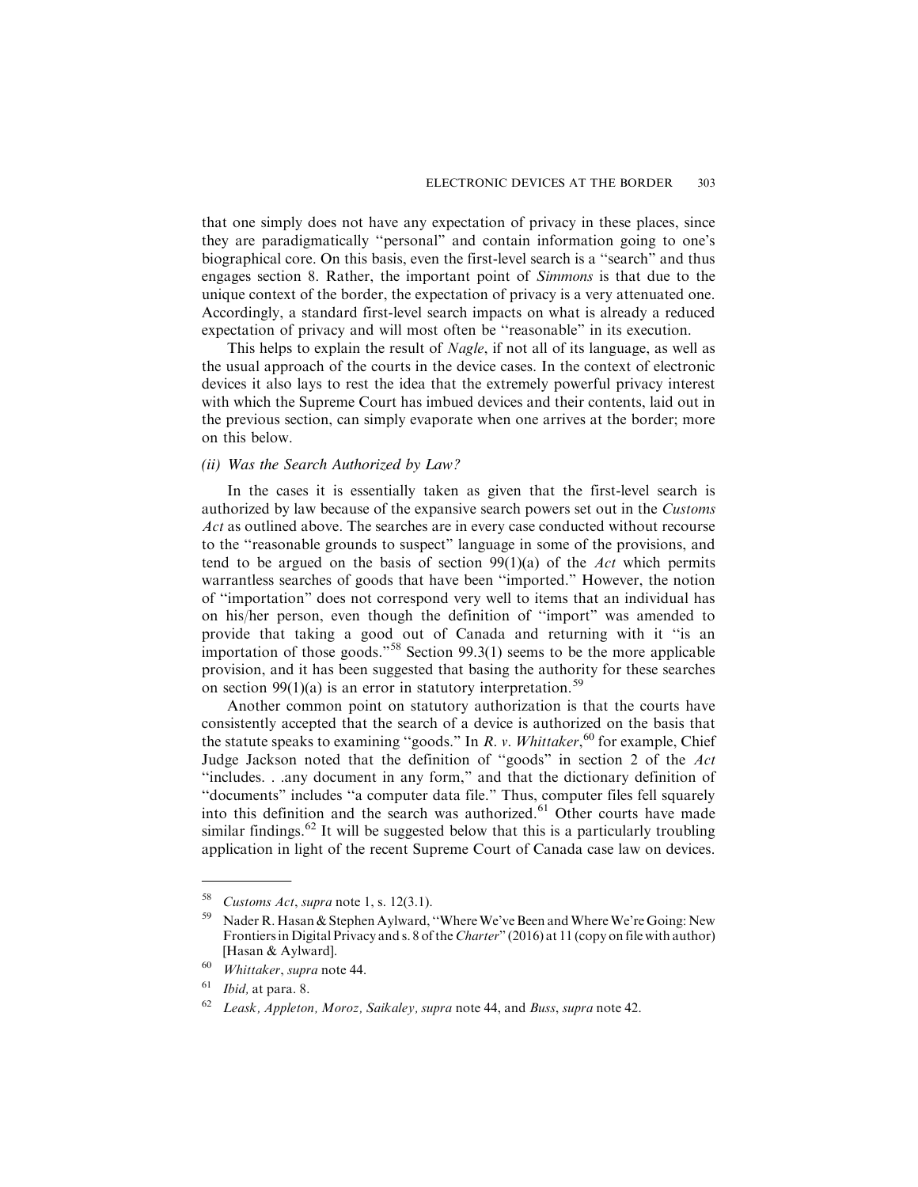that one simply does not have any expectation of privacy in these places, since they are paradigmatically "personal" and contain information going to one's biographical core. On this basis, even the first-level search is a "search" and thus engages section 8. Rather, the important point of *Simmons* is that due to the unique context of the border, the expectation of privacy is a very attenuated one. Accordingly, a standard first-level search impacts on what is already a reduced expectation of privacy and will most often be "reasonable" in its execution.

This helps to explain the result of *Nagle*, if not all of its language, as well as the usual approach of the courts in the device cases. In the context of electronic devices it also lays to rest the idea that the extremely powerful privacy interest with which the Supreme Court has imbued devices and their contents, laid out in the previous section, can simply evaporate when one arrives at the border; more on this below.

### *(ii) Was the Search Authorized by Law?*

In the cases it is essentially taken as given that the first-level search is authorized by law because of the expansive search powers set out in the *Customs Act* as outlined above. The searches are in every case conducted without recourse to the "reasonable grounds to suspect" language in some of the provisions, and tend to be argued on the basis of section 99(1)(a) of the *Act* which permits warrantless searches of goods that have been "imported." However, the notion of "importation" does not correspond very well to items that an individual has on his/her person, even though the definition of "import" was amended to provide that taking a good out of Canada and returning with it "is an importation of those goods."[58] Section 99.3(1) seems to be the more applicable provision, and it has been suggested that basing the authority for these searches on section 99(1)(a) is an error in statutory interpretation.[59]

Another common point on statutory authorization is that the courts have consistently accepted that the search of a device is authorized on the basis that the statute speaks to examining "goods." In *R. v. Whittaker*,[60] for example, Chief Judge Jackson noted that the definition of "goods" in section 2 of the *Act* "includes. . .any document in any form," and that the dictionary definition of "documents" includes "a computer data file." Thus, computer files fell squarely into this definition and the search was authorized.[61] Other courts have made similar findings.[62] It will be suggested below that this is a particularly troubling application in light of the recent Supreme Court of Canada case law on devices.

---

[58] *Customs Act*, *supra* note 1, s. 12(3.1).

[59] Nader R. Hasan & Stephen Aylward, "Where We've Been and Where We're Going: New Frontiers in Digital Privacy and s. 8 of the *Charter*" (2016) at 11 (copy on file with author) [Hasan & Aylward].

[60] *Whittaker*, *supra* note 44.

[61] *Ibid,* at para. 8.

[62] *Leask, Appleton, Moroz, Saikaley, supra* note 44, and *Buss*, *supra* note 42.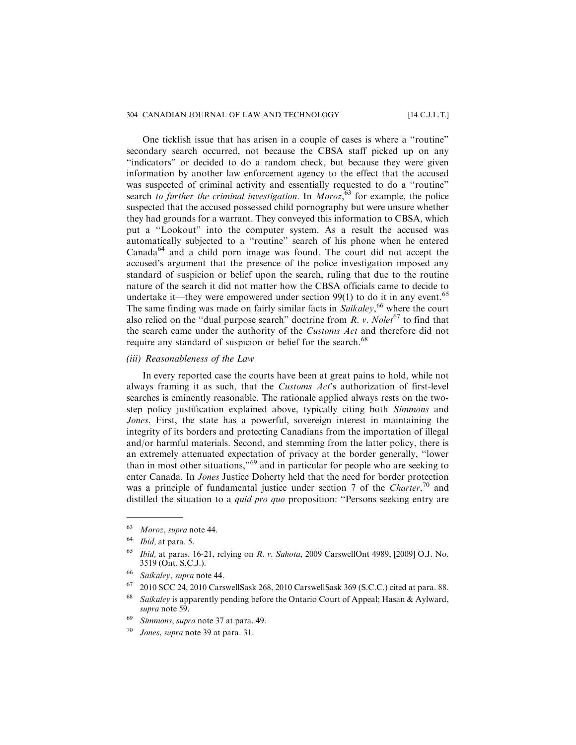One ticklish issue that has arisen in a couple of cases is where a "routine" secondary search occurred, not because the CBSA staff picked up on any "indicators" or decided to do a random check, but because they were given information by another law enforcement agency to the effect that the accused was suspected of criminal activity and essentially requested to do a "routine" search *to further the criminal investigation*. In *Moroz*,[63] for example, the police suspected that the accused possessed child pornography but were unsure whether they had grounds for a warrant. They conveyed this information to CBSA, which put a "Lookout" into the computer system. As a result the accused was automatically subjected to a "routine" search of his phone when he entered Canada[64] and a child porn image was found. The court did not accept the accused's argument that the presence of the police investigation imposed any standard of suspicion or belief upon the search, ruling that due to the routine nature of the search it did not matter how the CBSA officials came to decide to undertake it—they were empowered under section 99(1) to do it in any event.[65] The same finding was made on fairly similar facts in *Saikaley*,[66] where the court also relied on the "dual purpose search" doctrine from *R. v. Nolet*[67] to find that the search came under the authority of the *Customs Act* and therefore did not require any standard of suspicion or belief for the search.[68]

*(iii) Reasonableness of the Law*

In every reported case the courts have been at great pains to hold, while not always framing it as such, that the *Customs Act*'s authorization of first-level searches is eminently reasonable. The rationale applied always rests on the two-step policy justification explained above, typically citing both *Simmons* and *Jones*. First, the state has a powerful, sovereign interest in maintaining the integrity of its borders and protecting Canadians from the importation of illegal and/or harmful materials. Second, and stemming from the latter policy, there is an extremely attenuated expectation of privacy at the border generally, "lower than in most other situations,"[69] and in particular for people who are seeking to enter Canada. In *Jones* Justice Doherty held that the need for border protection was a principle of fundamental justice under section 7 of the *Charter*,[70] and distilled the situation to a *quid pro quo* proposition: "Persons seeking entry are

---

[63] *Moroz*, *supra* note 44.

[64] *Ibid*, at para. 5.

[65] *Ibid*, at paras. 16-21, relying on *R. v. Sahota*, 2009 CarswellOnt 4989, [2009] O.J. No. 3519 (Ont. S.C.J.).

[66] *Saikaley*, *supra* note 44.

[67] 2010 SCC 24, 2010 CarswellSask 268, 2010 CarswellSask 369 (S.C.C.) cited at para. 88.

[68] *Saikaley* is apparently pending before the Ontario Court of Appeal; Hasan & Aylward, *supra* note 59.

[69] *Simmons*, *supra* note 37 at para. 49.

[70] *Jones*, *supra* note 39 at para. 31.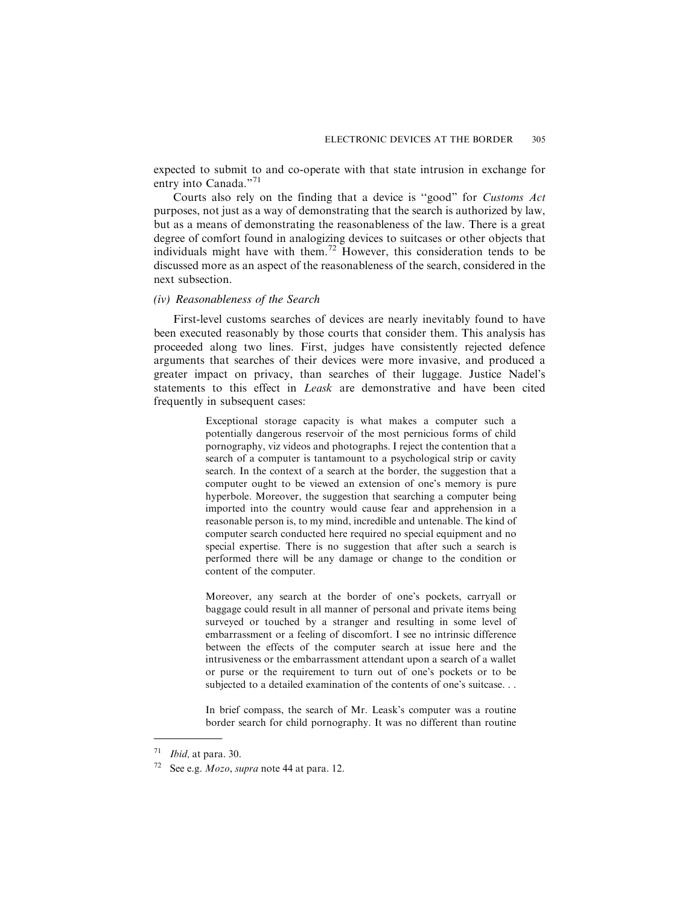expected to submit to and co-operate with that state intrusion in exchange for entry into Canada."[71]

Courts also rely on the finding that a device is "good" for *Customs Act* purposes, not just as a way of demonstrating that the search is authorized by law, but as a means of demonstrating the reasonableness of the law. There is a great degree of comfort found in analogizing devices to suitcases or other objects that individuals might have with them.[72] However, this consideration tends to be discussed more as an aspect of the reasonableness of the search, considered in the next subsection.

### *(iv) Reasonableness of the Search*

First-level customs searches of devices are nearly inevitably found to have been executed reasonably by those courts that consider them. This analysis has proceeded along two lines. First, judges have consistently rejected defence arguments that searches of their devices were more invasive, and produced a greater impact on privacy, than searches of their luggage. Justice Nadel's statements to this effect in *Leask* are demonstrative and have been cited frequently in subsequent cases:

> Exceptional storage capacity is what makes a computer such a potentially dangerous reservoir of the most pernicious forms of child pornography, viz videos and photographs. I reject the contention that a search of a computer is tantamount to a psychological strip or cavity search. In the context of a search at the border, the suggestion that a computer ought to be viewed an extension of one's memory is pure hyperbole. Moreover, the suggestion that searching a computer being imported into the country would cause fear and apprehension in a reasonable person is, to my mind, incredible and untenable. The kind of computer search conducted here required no special equipment and no special expertise. There is no suggestion that after such a search is performed there will be any damage or change to the condition or content of the computer.
>
> Moreover, any search at the border of one's pockets, carryall or baggage could result in all manner of personal and private items being surveyed or touched by a stranger and resulting in some level of embarrassment or a feeling of discomfort. I see no intrinsic difference between the effects of the computer search at issue here and the intrusiveness or the embarrassment attendant upon a search of a wallet or purse or the requirement to turn out of one's pockets or to be subjected to a detailed examination of the contents of one's suitcase. . .
>
> In brief compass, the search of Mr. Leask's computer was a routine border search for child pornography. It was no different than routine

---

[71] *Ibid,* at para. 30.

[72] See e.g. *Mozo*, *supra* note 44 at para. 12.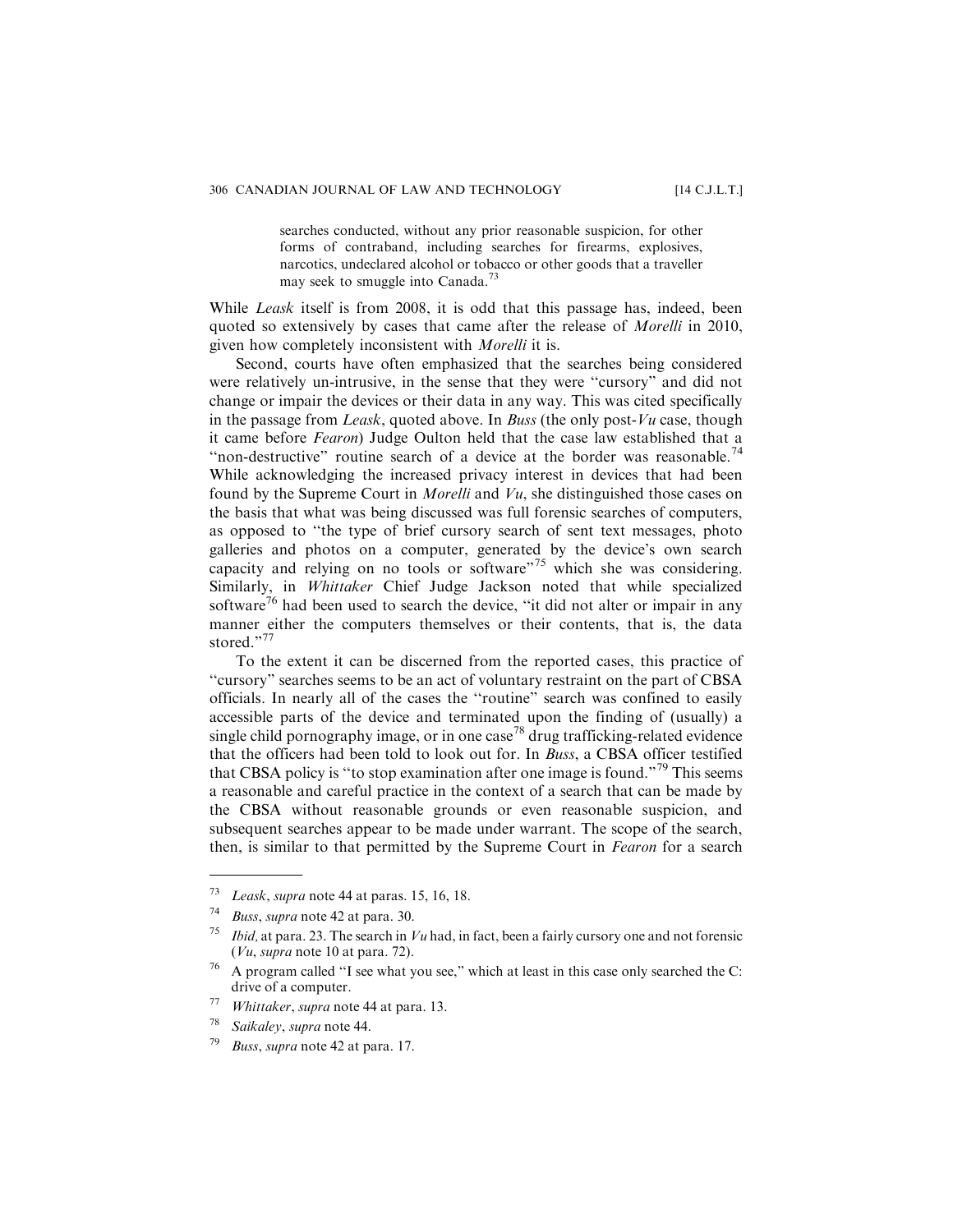> searches conducted, without any prior reasonable suspicion, for other forms of contraband, including searches for firearms, explosives, narcotics, undeclared alcohol or tobacco or other goods that a traveller may seek to smuggle into Canada.[73]

While *Leask* itself is from 2008, it is odd that this passage has, indeed, been quoted so extensively by cases that came after the release of *Morelli* in 2010, given how completely inconsistent with *Morelli* it is.

Second, courts have often emphasized that the searches being considered were relatively un-intrusive, in the sense that they were "cursory" and did not change or impair the devices or their data in any way. This was cited specifically in the passage from *Leask*, quoted above. In *Buss* (the only post-*Vu* case, though it came before *Fearon*) Judge Oulton held that the case law established that a "non-destructive" routine search of a device at the border was reasonable.[74] While acknowledging the increased privacy interest in devices that had been found by the Supreme Court in *Morelli* and *Vu*, she distinguished those cases on the basis that what was being discussed was full forensic searches of computers, as opposed to "the type of brief cursory search of sent text messages, photo galleries and photos on a computer, generated by the device's own search capacity and relying on no tools or software"[75] which she was considering. Similarly, in *Whittaker* Chief Judge Jackson noted that while specialized software[76] had been used to search the device, "it did not alter or impair in any manner either the computers themselves or their contents, that is, the data stored."[77]

To the extent it can be discerned from the reported cases, this practice of "cursory" searches seems to be an act of voluntary restraint on the part of CBSA officials. In nearly all of the cases the "routine" search was confined to easily accessible parts of the device and terminated upon the finding of (usually) a single child pornography image, or in one case[78] drug trafficking-related evidence that the officers had been told to look out for. In *Buss*, a CBSA officer testified that CBSA policy is "to stop examination after one image is found."[79] This seems a reasonable and careful practice in the context of a search that can be made by the CBSA without reasonable grounds or even reasonable suspicion, and subsequent searches appear to be made under warrant. The scope of the search, then, is similar to that permitted by the Supreme Court in *Fearon* for a search

---

[73] *Leask*, *supra* note 44 at paras. 15, 16, 18.

[74] *Buss*, *supra* note 42 at para. 30.

[75] *Ibid*, at para. 23. The search in *Vu* had, in fact, been a fairly cursory one and not forensic (*Vu*, *supra* note 10 at para. 72).

[76] A program called "I see what you see," which at least in this case only searched the C: drive of a computer.

[77] *Whittaker*, *supra* note 44 at para. 13.

[78] *Saikaley*, *supra* note 44.

[79] *Buss*, *supra* note 42 at para. 17.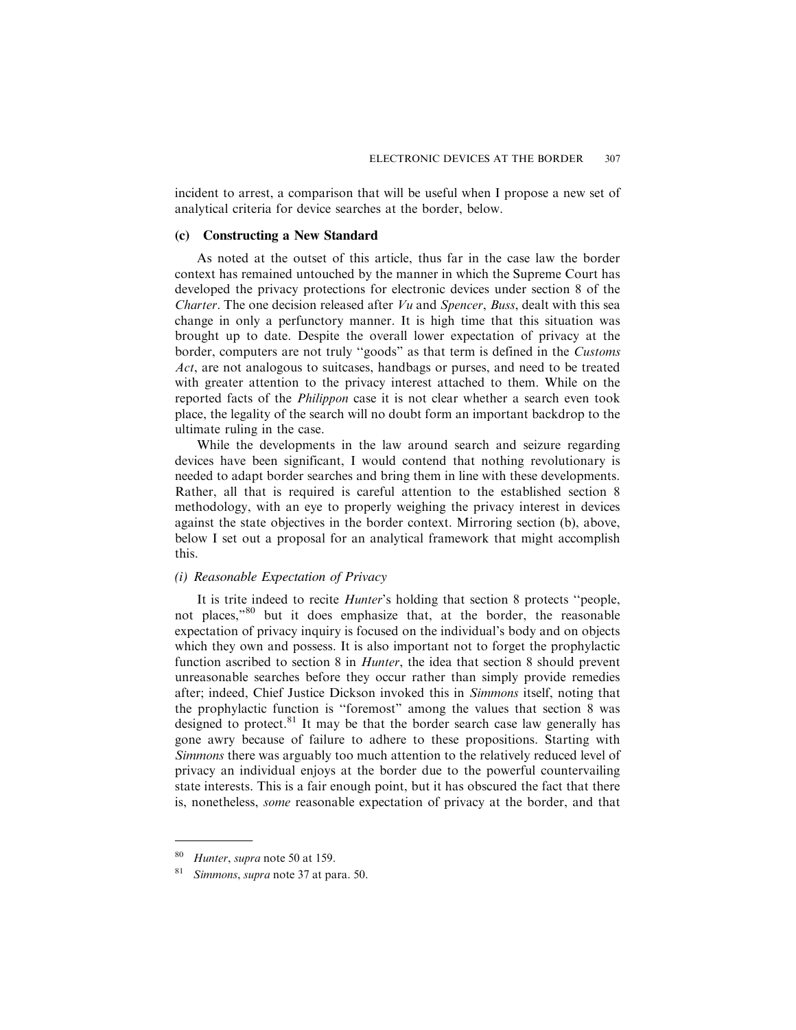incident to arrest, a comparison that will be useful when I propose a new set of analytical criteria for device searches at the border, below.

### (c) Constructing a New Standard

As noted at the outset of this article, thus far in the case law the border context has remained untouched by the manner in which the Supreme Court has developed the privacy protections for electronic devices under section 8 of the *Charter*. The one decision released after *Vu* and *Spencer*, *Buss*, dealt with this sea change in only a perfunctory manner. It is high time that this situation was brought up to date. Despite the overall lower expectation of privacy at the border, computers are not truly ''goods'' as that term is defined in the *Customs Act*, are not analogous to suitcases, handbags or purses, and need to be treated with greater attention to the privacy interest attached to them. While on the reported facts of the *Philippon* case it is not clear whether a search even took place, the legality of the search will no doubt form an important backdrop to the ultimate ruling in the case.

While the developments in the law around search and seizure regarding devices have been significant, I would contend that nothing revolutionary is needed to adapt border searches and bring them in line with these developments. Rather, all that is required is careful attention to the established section 8 methodology, with an eye to properly weighing the privacy interest in devices against the state objectives in the border context. Mirroring section (b), above, below I set out a proposal for an analytical framework that might accomplish this.

#### *(i) Reasonable Expectation of Privacy*

It is trite indeed to recite *Hunter*'s holding that section 8 protects ''people, not places,''[80] but it does emphasize that, at the border, the reasonable expectation of privacy inquiry is focused on the individual's body and on objects which they own and possess. It is also important not to forget the prophylactic function ascribed to section 8 in *Hunter*, the idea that section 8 should prevent unreasonable searches before they occur rather than simply provide remedies after; indeed, Chief Justice Dickson invoked this in *Simmons* itself, noting that the prophylactic function is ''foremost'' among the values that section 8 was designed to protect.[81] It may be that the border search case law generally has gone awry because of failure to adhere to these propositions. Starting with *Simmons* there was arguably too much attention to the relatively reduced level of privacy an individual enjoys at the border due to the powerful countervailing state interests. This is a fair enough point, but it has obscured the fact that there is, nonetheless, *some* reasonable expectation of privacy at the border, and that

---

[80] *Hunter*, *supra* note 50 at 159.

[81] *Simmons*, *supra* note 37 at para. 50.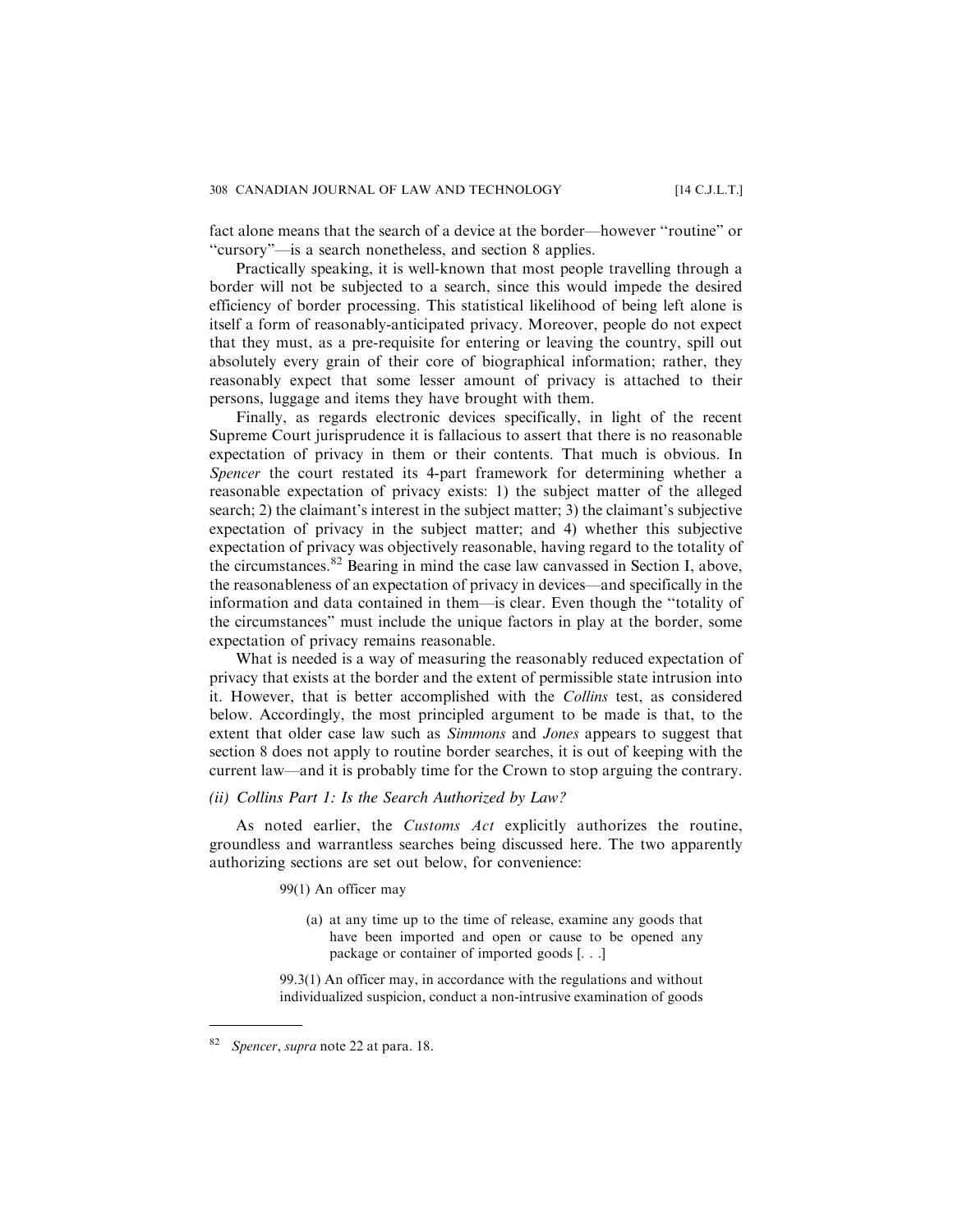fact alone means that the search of a device at the border—however "routine" or "cursory"—is a search nonetheless, and section 8 applies.

Practically speaking, it is well-known that most people travelling through a border will not be subjected to a search, since this would impede the desired efficiency of border processing. This statistical likelihood of being left alone is itself a form of reasonably-anticipated privacy. Moreover, people do not expect that they must, as a pre-requisite for entering or leaving the country, spill out absolutely every grain of their core of biographical information; rather, they reasonably expect that some lesser amount of privacy is attached to their persons, luggage and items they have brought with them.

Finally, as regards electronic devices specifically, in light of the recent Supreme Court jurisprudence it is fallacious to assert that there is no reasonable expectation of privacy in them or their contents. That much is obvious. In *Spencer* the court restated its 4-part framework for determining whether a reasonable expectation of privacy exists: 1) the subject matter of the alleged search; 2) the claimant's interest in the subject matter; 3) the claimant's subjective expectation of privacy in the subject matter; and 4) whether this subjective expectation of privacy was objectively reasonable, having regard to the totality of the circumstances.[82] Bearing in mind the case law canvassed in Section I, above, the reasonableness of an expectation of privacy in devices—and specifically in the information and data contained in them—is clear. Even though the "totality of the circumstances" must include the unique factors in play at the border, some expectation of privacy remains reasonable.

What is needed is a way of measuring the reasonably reduced expectation of privacy that exists at the border and the extent of permissible state intrusion into it. However, that is better accomplished with the *Collins* test, as considered below. Accordingly, the most principled argument to be made is that, to the extent that older case law such as *Simmons* and *Jones* appears to suggest that section 8 does not apply to routine border searches, it is out of keeping with the current law—and it is probably time for the Crown to stop arguing the contrary.

*(ii) Collins Part 1: Is the Search Authorized by Law?*

As noted earlier, the *Customs Act* explicitly authorizes the routine, groundless and warrantless searches being discussed here. The two apparently authorizing sections are set out below, for convenience:

> 99(1) An officer may
>
> (a) at any time up to the time of release, examine any goods that have been imported and open or cause to be opened any package or container of imported goods [. . .]
>
> 99.3(1) An officer may, in accordance with the regulations and without individualized suspicion, conduct a non-intrusive examination of goods

---

[82] *Spencer*, *supra* note 22 at para. 18.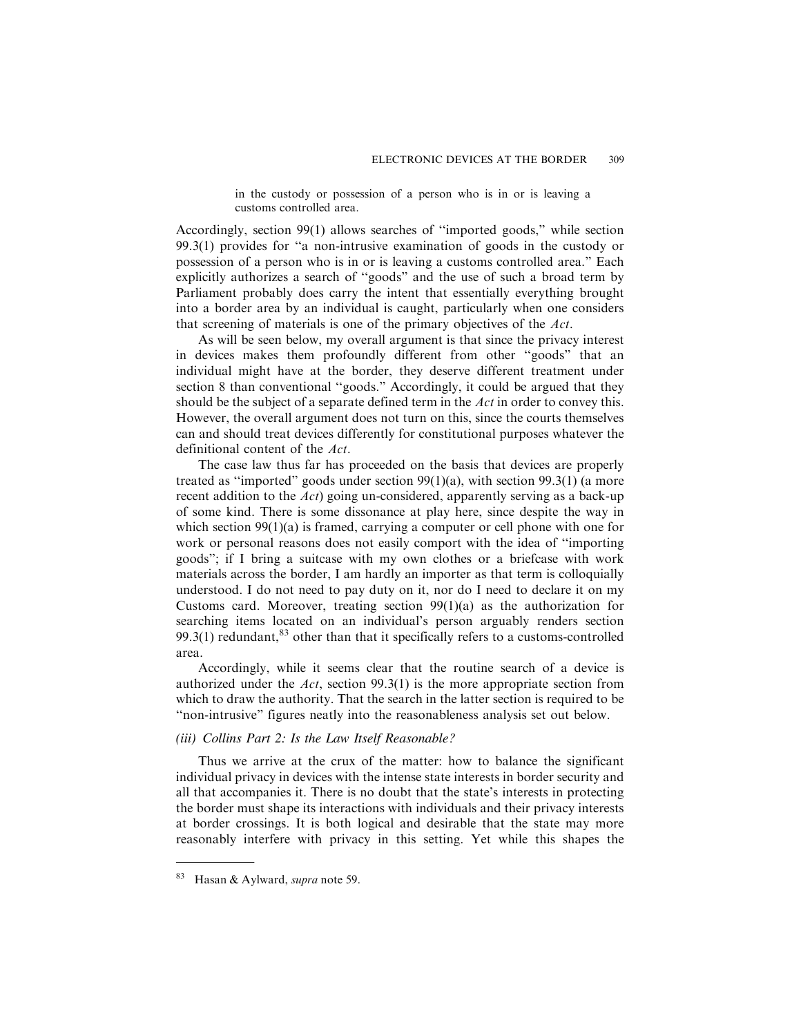> in the custody or possession of a person who is in or is leaving a customs controlled area.

Accordingly, section 99(1) allows searches of "imported goods," while section 99.3(1) provides for "a non-intrusive examination of goods in the custody or possession of a person who is in or is leaving a customs controlled area." Each explicitly authorizes a search of "goods" and the use of such a broad term by Parliament probably does carry the intent that essentially everything brought into a border area by an individual is caught, particularly when one considers that screening of materials is one of the primary objectives of the *Act*.

As will be seen below, my overall argument is that since the privacy interest in devices makes them profoundly different from other "goods" that an individual might have at the border, they deserve different treatment under section 8 than conventional "goods." Accordingly, it could be argued that they should be the subject of a separate defined term in the *Act* in order to convey this. However, the overall argument does not turn on this, since the courts themselves can and should treat devices differently for constitutional purposes whatever the definitional content of the *Act*.

The case law thus far has proceeded on the basis that devices are properly treated as "imported" goods under section 99(1)(a), with section 99.3(1) (a more recent addition to the *Act*) going un-considered, apparently serving as a back-up of some kind. There is some dissonance at play here, since despite the way in which section 99(1)(a) is framed, carrying a computer or cell phone with one for work or personal reasons does not easily comport with the idea of "importing goods"; if I bring a suitcase with my own clothes or a briefcase with work materials across the border, I am hardly an importer as that term is colloquially understood. I do not need to pay duty on it, nor do I need to declare it on my Customs card. Moreover, treating section 99(1)(a) as the authorization for searching items located on an individual's person arguably renders section 99.3(1) redundant,[83] other than that it specifically refers to a customs-controlled area.

Accordingly, while it seems clear that the routine search of a device is authorized under the *Act*, section 99.3(1) is the more appropriate section from which to draw the authority. That the search in the latter section is required to be "non-intrusive" figures neatly into the reasonableness analysis set out below.

*(iii) Collins Part 2: Is the Law Itself Reasonable?*

Thus we arrive at the crux of the matter: how to balance the significant individual privacy in devices with the intense state interests in border security and all that accompanies it. There is no doubt that the state's interests in protecting the border must shape its interactions with individuals and their privacy interests at border crossings. It is both logical and desirable that the state may more reasonably interfere with privacy in this setting. Yet while this shapes the

---

83 Hasan & Aylward, *supra* note 59.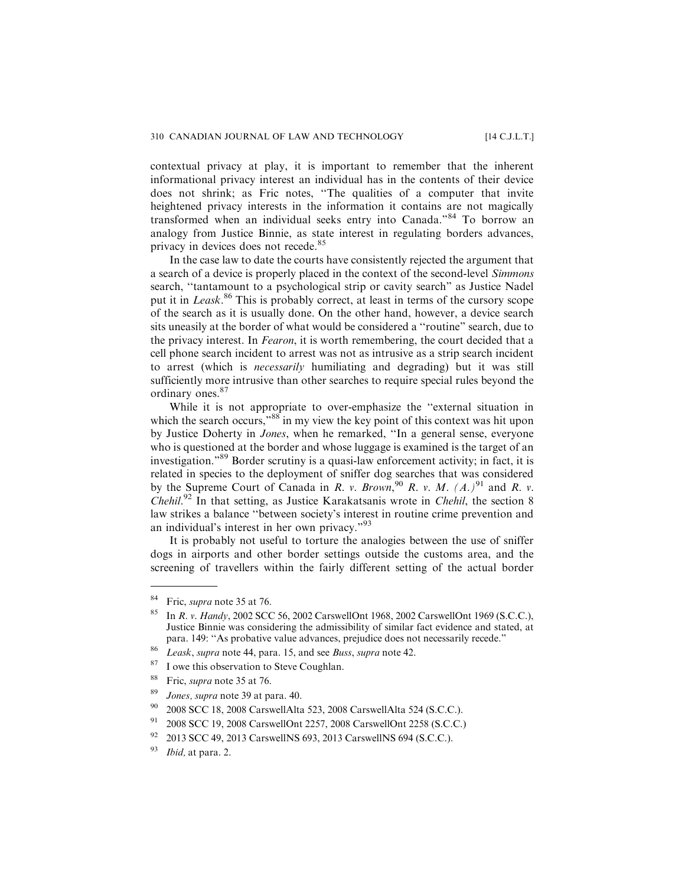contextual privacy at play, it is important to remember that the inherent informational privacy interest an individual has in the contents of their device does not shrink; as Fric notes, "The qualities of a computer that invite heightened privacy interests in the information it contains are not magically transformed when an individual seeks entry into Canada."[84] To borrow an analogy from Justice Binnie, as state interest in regulating borders advances, privacy in devices does not recede.[85]

In the case law to date the courts have consistently rejected the argument that a search of a device is properly placed in the context of the second-level *Simmons* search, "tantamount to a psychological strip or cavity search" as Justice Nadel put it in *Leask*.[86] This is probably correct, at least in terms of the cursory scope of the search as it is usually done. On the other hand, however, a device search sits uneasily at the border of what would be considered a "routine" search, due to the privacy interest. In *Fearon*, it is worth remembering, the court decided that a cell phone search incident to arrest was not as intrusive as a strip search incident to arrest (which is *necessarily* humiliating and degrading) but it was still sufficiently more intrusive than other searches to require special rules beyond the ordinary ones.[87]

While it is not appropriate to over-emphasize the "external situation in which the search occurs,"[88] in my view the key point of this context was hit upon by Justice Doherty in *Jones*, when he remarked, "In a general sense, everyone who is questioned at the border and whose luggage is examined is the target of an investigation."[89] Border scrutiny is a quasi-law enforcement activity; in fact, it is related in species to the deployment of sniffer dog searches that was considered by the Supreme Court of Canada in *R. v. Brown*,[90] *R. v. M. (A.)*[91] and *R. v. Chehil*.[92] In that setting, as Justice Karakatsanis wrote in *Chehil*, the section 8 law strikes a balance "between society's interest in routine crime prevention and an individual's interest in her own privacy."[93]

It is probably not useful to torture the analogies between the use of sniffer dogs in airports and other border settings outside the customs area, and the screening of travellers within the fairly different setting of the actual border

---

84 Fric, *supra* note 35 at 76.

85 In *R. v. Handy*, 2002 SCC 56, 2002 CarswellOnt 1968, 2002 CarswellOnt 1969 (S.C.C.), Justice Binnie was considering the admissibility of similar fact evidence and stated, at para. 149: "As probative value advances, prejudice does not necessarily recede."

86 *Leask*, *supra* note 44, para. 15, and see *Buss*, *supra* note 42.

87 I owe this observation to Steve Coughlan.

88 Fric, *supra* note 35 at 76.

89 *Jones, supra* note 39 at para. 40.

90 2008 SCC 18, 2008 CarswellAlta 523, 2008 CarswellAlta 524 (S.C.C.).

91 2008 SCC 19, 2008 CarswellOnt 2257, 2008 CarswellOnt 2258 (S.C.C.)

92 2013 SCC 49, 2013 CarswellNS 693, 2013 CarswellNS 694 (S.C.C.).

93 *Ibid,* at para. 2.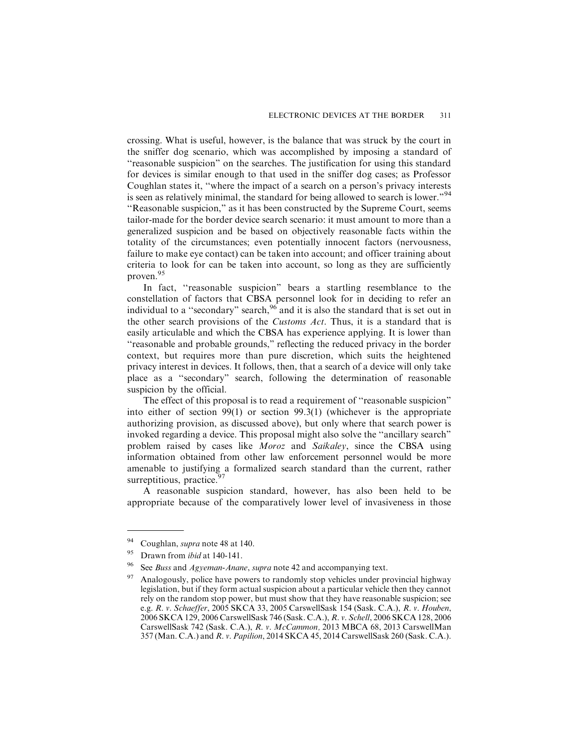crossing. What is useful, however, is the balance that was struck by the court in the sniffer dog scenario, which was accomplished by imposing a standard of "reasonable suspicion" on the searches. The justification for using this standard for devices is similar enough to that used in the sniffer dog cases; as Professor Coughlan states it, "where the impact of a search on a person's privacy interests is seen as relatively minimal, the standard for being allowed to search is lower."[94] "Reasonable suspicion," as it has been constructed by the Supreme Court, seems tailor-made for the border device search scenario: it must amount to more than a generalized suspicion and be based on objectively reasonable facts within the totality of the circumstances; even potentially innocent factors (nervousness, failure to make eye contact) can be taken into account; and officer training about criteria to look for can be taken into account, so long as they are sufficiently proven.[95]

In fact, "reasonable suspicion" bears a startling resemblance to the constellation of factors that CBSA personnel look for in deciding to refer an individual to a "secondary" search,[96] and it is also the standard that is set out in the other search provisions of the *Customs Act*. Thus, it is a standard that is easily articulable and which the CBSA has experience applying. It is lower than "reasonable and probable grounds," reflecting the reduced privacy in the border context, but requires more than pure discretion, which suits the heightened privacy interest in devices. It follows, then, that a search of a device will only take place as a "secondary" search, following the determination of reasonable suspicion by the official.

The effect of this proposal is to read a requirement of "reasonable suspicion" into either of section 99(1) or section 99.3(1) (whichever is the appropriate authorizing provision, as discussed above), but only where that search power is invoked regarding a device. This proposal might also solve the "ancillary search" problem raised by cases like *Moroz* and *Saikaley*, since the CBSA using information obtained from other law enforcement personnel would be more amenable to justifying a formalized search standard than the current, rather surreptitious, practice.[97]

A reasonable suspicion standard, however, has also been held to be appropriate because of the comparatively lower level of invasiveness in those

---

[94] Coughlan, *supra* note 48 at 140.

[95] Drawn from *ibid* at 140-141.

[96] See *Buss* and *Agyeman-Anane*, *supra* note 42 and accompanying text.

[97] Analogously, police have powers to randomly stop vehicles under provincial highway legislation, but if they form actual suspicion about a particular vehicle then they cannot rely on the random stop power, but must show that they have reasonable suspicion; see e.g. *R. v. Schaeffer*, 2005 SKCA 33, 2005 CarswellSask 154 (Sask. C.A.), *R. v. Houben*, 2006 SKCA 129, 2006 CarswellSask 746 (Sask. C.A.), *R. v. Schell*, 2006 SKCA 128, 2006 CarswellSask 742 (Sask. C.A.), *R. v. McCammon,* 2013 MBCA 68, 2013 CarswellMan 357 (Man. C.A.) and *R. v. Papilion*, 2014 SKCA 45, 2014 CarswellSask 260 (Sask. C.A.).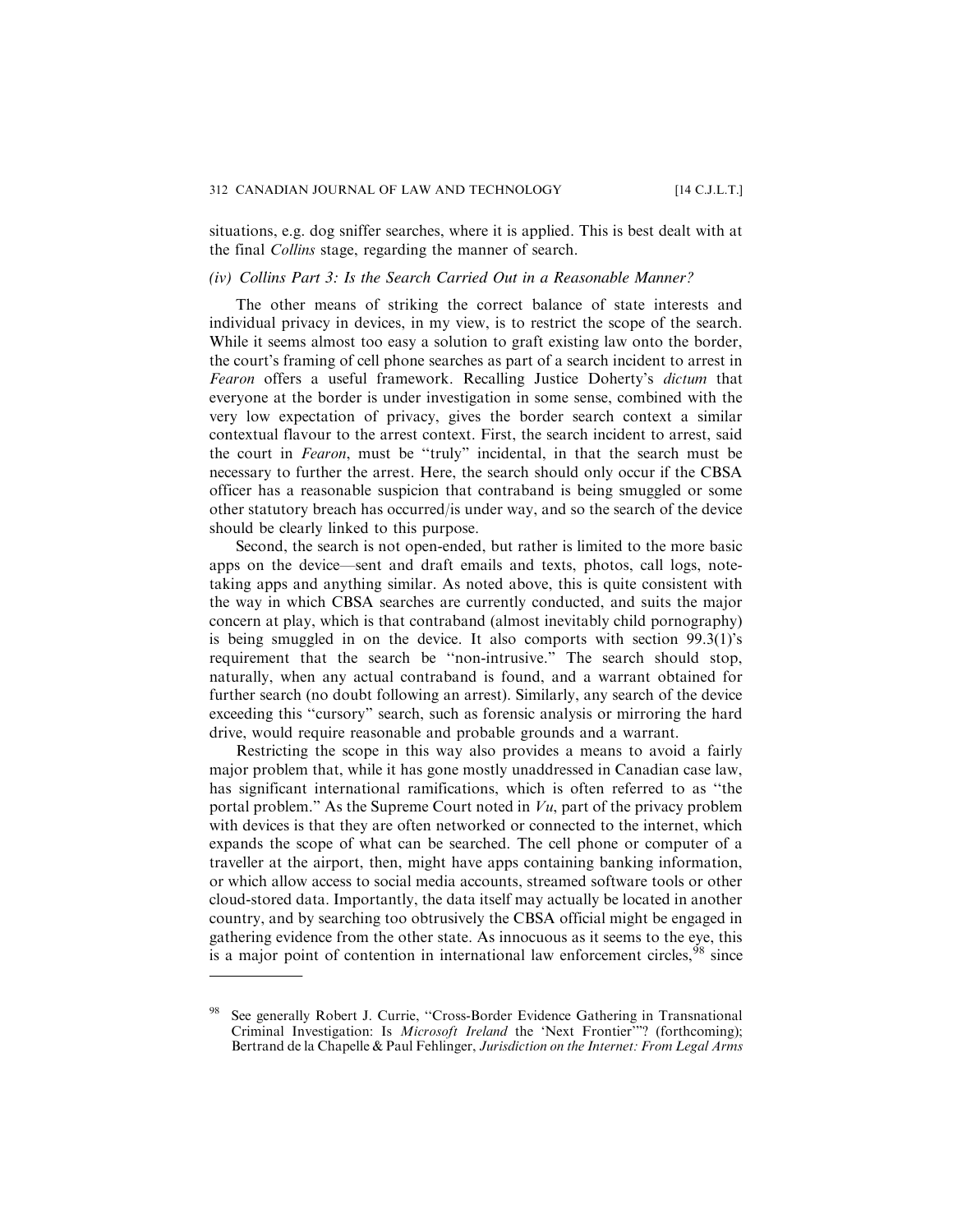situations, e.g. dog sniffer searches, where it is applied. This is best dealt with at the final *Collins* stage, regarding the manner of search.

### (iv) Collins Part 3: Is the Search Carried Out in a Reasonable Manner?

The other means of striking the correct balance of state interests and individual privacy in devices, in my view, is to restrict the scope of the search. While it seems almost too easy a solution to graft existing law onto the border, the court's framing of cell phone searches as part of a search incident to arrest in *Fearon* offers a useful framework. Recalling Justice Doherty's *dictum* that everyone at the border is under investigation in some sense, combined with the very low expectation of privacy, gives the border search context a similar contextual flavour to the arrest context. First, the search incident to arrest, said the court in *Fearon*, must be "truly" incidental, in that the search must be necessary to further the arrest. Here, the search should only occur if the CBSA officer has a reasonable suspicion that contraband is being smuggled or some other statutory breach has occurred/is under way, and so the search of the device should be clearly linked to this purpose.

Second, the search is not open-ended, but rather is limited to the more basic apps on the device—sent and draft emails and texts, photos, call logs, note-taking apps and anything similar. As noted above, this is quite consistent with the way in which CBSA searches are currently conducted, and suits the major concern at play, which is that contraband (almost inevitably child pornography) is being smuggled in on the device. It also comports with section 99.3(1)'s requirement that the search be "non-intrusive." The search should stop, naturally, when any actual contraband is found, and a warrant obtained for further search (no doubt following an arrest). Similarly, any search of the device exceeding this "cursory" search, such as forensic analysis or mirroring the hard drive, would require reasonable and probable grounds and a warrant.

Restricting the scope in this way also provides a means to avoid a fairly major problem that, while it has gone mostly unaddressed in Canadian case law, has significant international ramifications, which is often referred to as "the portal problem." As the Supreme Court noted in *Vu*, part of the privacy problem with devices is that they are often networked or connected to the internet, which expands the scope of what can be searched. The cell phone or computer of a traveller at the airport, then, might have apps containing banking information, or which allow access to social media accounts, streamed software tools or other cloud-stored data. Importantly, the data itself may actually be located in another country, and by searching too obtrusively the CBSA official might be engaged in gathering evidence from the other state. As innocuous as it seems to the eye, this is a major point of contention in international law enforcement circles,[98] since

---

[98] See generally Robert J. Currie, "Cross-Border Evidence Gathering in Transnational Criminal Investigation: Is *Microsoft Ireland* the 'Next Frontier'"? (forthcoming); Bertrand de la Chapelle & Paul Fehlinger, *Jurisdiction on the Internet: From Legal Arms*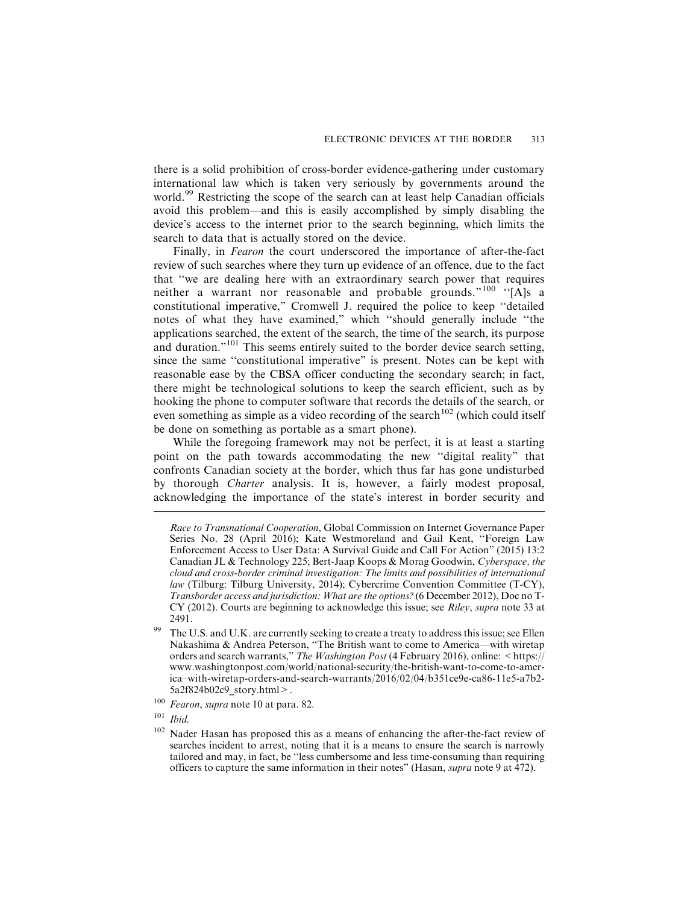there is a solid prohibition of cross-border evidence-gathering under customary international law which is taken very seriously by governments around the world.[99] Restricting the scope of the search can at least help Canadian officials avoid this problem—and this is easily accomplished by simply disabling the device's access to the internet prior to the search beginning, which limits the search to data that is actually stored on the device.

Finally, in *Fearon* the court underscored the importance of after-the-fact review of such searches where they turn up evidence of an offence, due to the fact that "we are dealing here with an extraordinary search power that requires neither a warrant nor reasonable and probable grounds."[100] "[A]s a constitutional imperative," Cromwell J. required the police to keep "detailed notes of what they have examined," which "should generally include "the applications searched, the extent of the search, the time of the search, its purpose and duration."[101] This seems entirely suited to the border device search setting, since the same "constitutional imperative" is present. Notes can be kept with reasonable ease by the CBSA officer conducting the secondary search; in fact, there might be technological solutions to keep the search efficient, such as by hooking the phone to computer software that records the details of the search, or even something as simple as a video recording of the search[102] (which could itself be done on something as portable as a smart phone).

While the foregoing framework may not be perfect, it is at least a starting point on the path towards accommodating the new "digital reality" that confronts Canadian society at the border, which thus far has gone undisturbed by thorough *Charter* analysis. It is, however, a fairly modest proposal, acknowledging the importance of the state's interest in border security and

---

*Race to Transnational Cooperation*, Global Commission on Internet Governance Paper Series No. 28 (April 2016); Kate Westmoreland and Gail Kent, "Foreign Law Enforcement Access to User Data: A Survival Guide and Call For Action" (2015) 13:2 Canadian JL & Technology 225; Bert-Jaap Koops & Morag Goodwin, *Cyberspace, the cloud and cross-border criminal investigation: The limits and possibilities of international law* (Tilburg: Tilburg University, 2014); Cybercrime Convention Committee (T-CY), *Transborder access and jurisdiction: What are the options?* (6 December 2012), Doc no T-CY (2012). Courts are beginning to acknowledge this issue; see *Riley*, *supra* note 33 at 2491.

[99] The U.S. and U.K. are currently seeking to create a treaty to address this issue; see Ellen Nakashima & Andrea Peterson, "The British want to come to America—with wiretap orders and search warrants," *The Washington Post* (4 February 2016), online: < https://www.washingtonpost.com/world/national-security/the-british-want-to-come-to-america–with-wiretap-orders-and-search-warrants/2016/02/04/b351ce9e-ca86-11e5-a7b2-5a2f824b02c9_story.html >.

[100] *Fearon*, *supra* note 10 at para. 82.

[101] *Ibid.*

[102] Nader Hasan has proposed this as a means of enhancing the after-the-fact review of searches incident to arrest, noting that it is a means to ensure the search is narrowly tailored and may, in fact, be "less cumbersome and less time-consuming than requiring officers to capture the same information in their notes" (Hasan, *supra* note 9 at 472).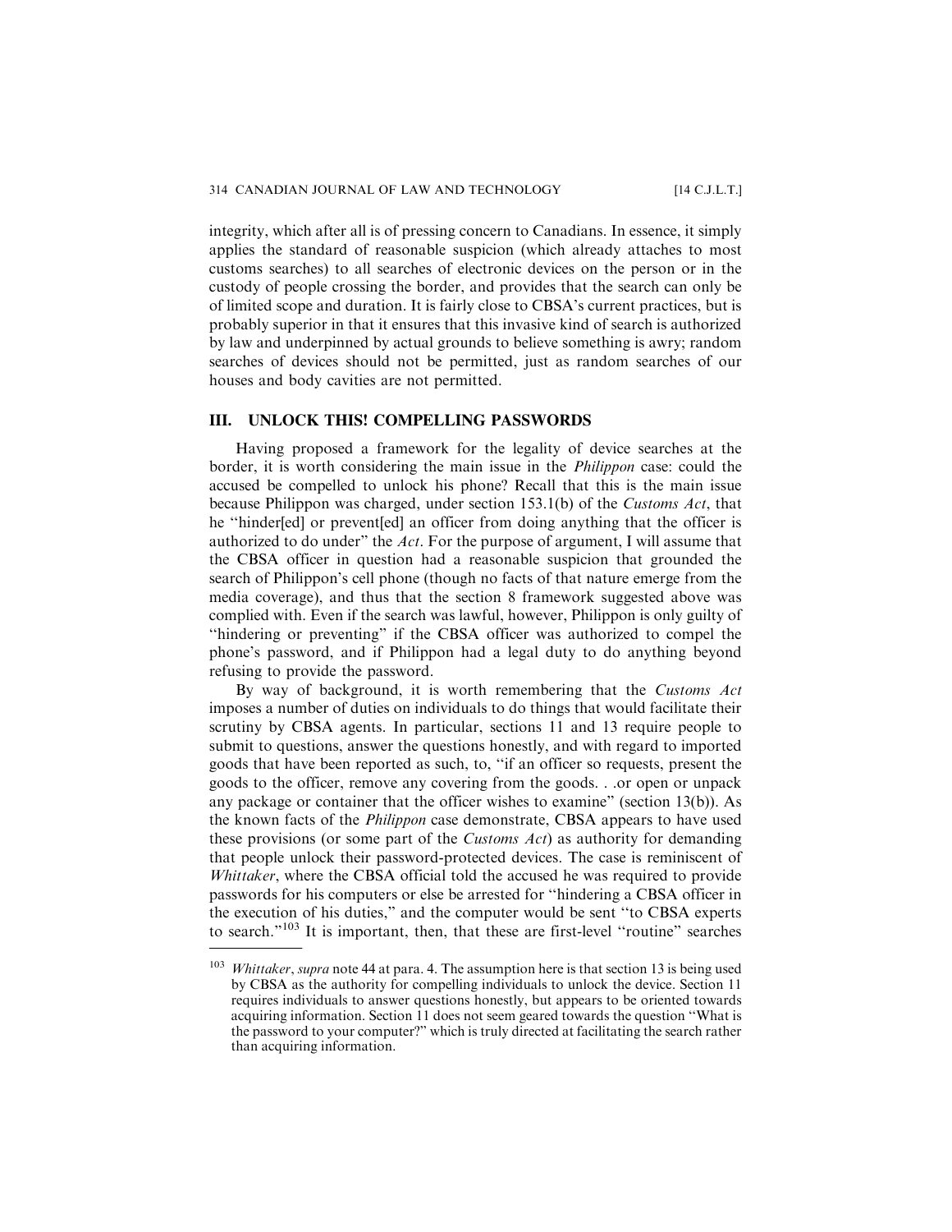integrity, which after all is of pressing concern to Canadians. In essence, it simply applies the standard of reasonable suspicion (which already attaches to most customs searches) to all searches of electronic devices on the person or in the custody of people crossing the border, and provides that the search can only be of limited scope and duration. It is fairly close to CBSA's current practices, but is probably superior in that it ensures that this invasive kind of search is authorized by law and underpinned by actual grounds to believe something is awry; random searches of devices should not be permitted, just as random searches of our houses and body cavities are not permitted.

## III. UNLOCK THIS! COMPELLING PASSWORDS

Having proposed a framework for the legality of device searches at the border, it is worth considering the main issue in the *Philippon* case: could the accused be compelled to unlock his phone? Recall that this is the main issue because Philippon was charged, under section 153.1(b) of the *Customs Act*, that he "hinder[ed] or prevent[ed] an officer from doing anything that the officer is authorized to do under" the *Act*. For the purpose of argument, I will assume that the CBSA officer in question had a reasonable suspicion that grounded the search of Philippon's cell phone (though no facts of that nature emerge from the media coverage), and thus that the section 8 framework suggested above was complied with. Even if the search was lawful, however, Philippon is only guilty of "hindering or preventing" if the CBSA officer was authorized to compel the phone's password, and if Philippon had a legal duty to do anything beyond refusing to provide the password.

By way of background, it is worth remembering that the *Customs Act* imposes a number of duties on individuals to do things that would facilitate their scrutiny by CBSA agents. In particular, sections 11 and 13 require people to submit to questions, answer the questions honestly, and with regard to imported goods that have been reported as such, to, "if an officer so requests, present the goods to the officer, remove any covering from the goods. . .or open or unpack any package or container that the officer wishes to examine" (section 13(b)). As the known facts of the *Philippon* case demonstrate, CBSA appears to have used these provisions (or some part of the *Customs Act*) as authority for demanding that people unlock their password-protected devices. The case is reminiscent of *Whittaker*, where the CBSA official told the accused he was required to provide passwords for his computers or else be arrested for "hindering a CBSA officer in the execution of his duties," and the computer would be sent "to CBSA experts to search."[103] It is important, then, that these are first-level "routine" searches

---

[103] *Whittaker*, *supra* note 44 at para. 4. The assumption here is that section 13 is being used by CBSA as the authority for compelling individuals to unlock the device. Section 11 requires individuals to answer questions honestly, but appears to be oriented towards acquiring information. Section 11 does not seem geared towards the question "What is the password to your computer?" which is truly directed at facilitating the search rather than acquiring information.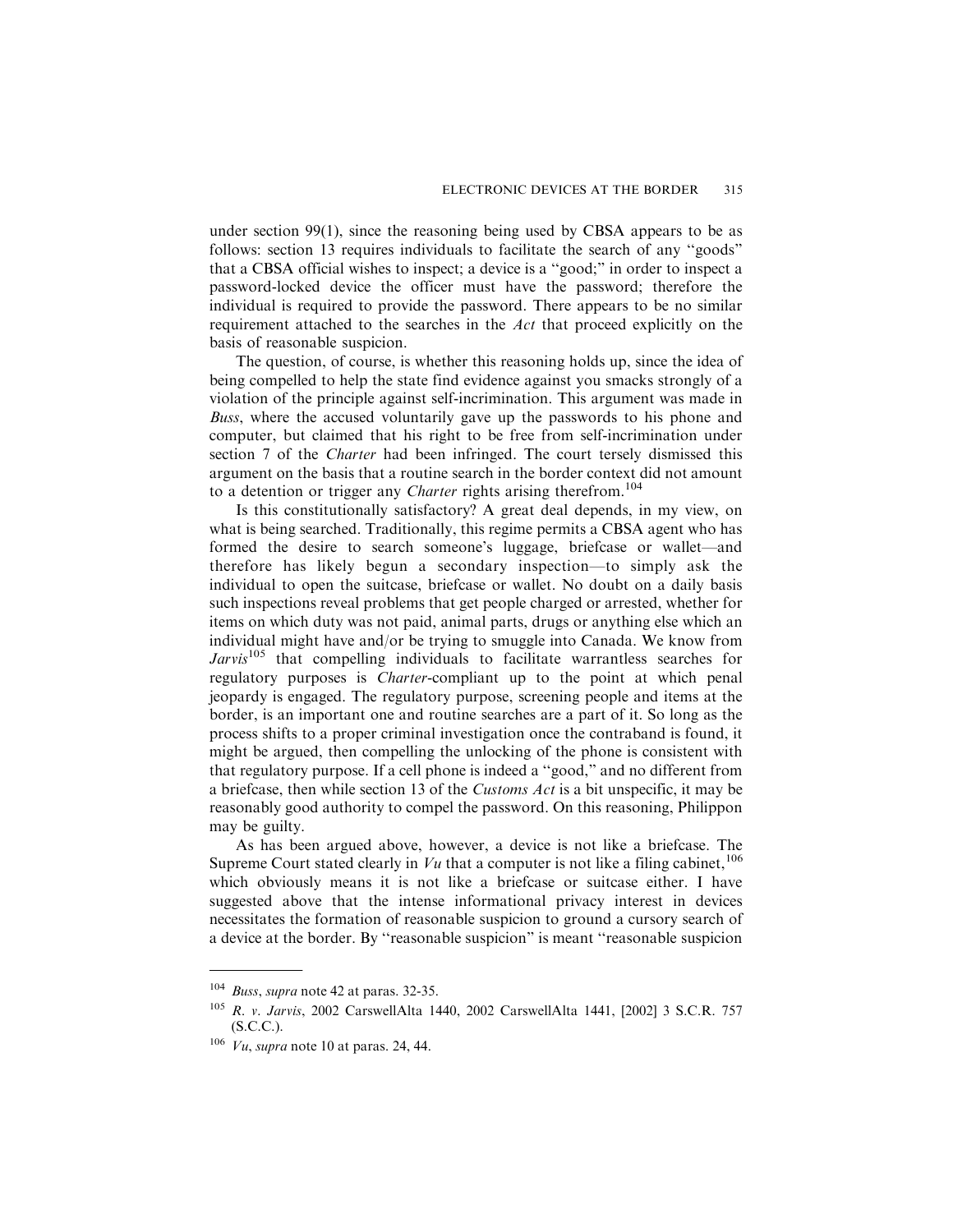under section 99(1), since the reasoning being used by CBSA appears to be as follows: section 13 requires individuals to facilitate the search of any "goods" that a CBSA official wishes to inspect; a device is a "good;" in order to inspect a password-locked device the officer must have the password; therefore the individual is required to provide the password. There appears to be no similar requirement attached to the searches in the *Act* that proceed explicitly on the basis of reasonable suspicion.

The question, of course, is whether this reasoning holds up, since the idea of being compelled to help the state find evidence against you smacks strongly of a violation of the principle against self-incrimination. This argument was made in *Buss*, where the accused voluntarily gave up the passwords to his phone and computer, but claimed that his right to be free from self-incrimination under section 7 of the *Charter* had been infringed. The court tersely dismissed this argument on the basis that a routine search in the border context did not amount to a detention or trigger any *Charter* rights arising therefrom.[104]

Is this constitutionally satisfactory? A great deal depends, in my view, on what is being searched. Traditionally, this regime permits a CBSA agent who has formed the desire to search someone's luggage, briefcase or wallet—and therefore has likely begun a secondary inspection—to simply ask the individual to open the suitcase, briefcase or wallet. No doubt on a daily basis such inspections reveal problems that get people charged or arrested, whether for items on which duty was not paid, animal parts, drugs or anything else which an individual might have and/or be trying to smuggle into Canada. We know from *Jarvis*[105] that compelling individuals to facilitate warrantless searches for regulatory purposes is *Charter*-compliant up to the point at which penal jeopardy is engaged. The regulatory purpose, screening people and items at the border, is an important one and routine searches are a part of it. So long as the process shifts to a proper criminal investigation once the contraband is found, it might be argued, then compelling the unlocking of the phone is consistent with that regulatory purpose. If a cell phone is indeed a "good," and no different from a briefcase, then while section 13 of the *Customs Act* is a bit unspecific, it may be reasonably good authority to compel the password. On this reasoning, Philippon may be guilty.

As has been argued above, however, a device is not like a briefcase. The Supreme Court stated clearly in *Vu* that a computer is not like a filing cabinet,[106] which obviously means it is not like a briefcase or suitcase either. I have suggested above that the intense informational privacy interest in devices necessitates the formation of reasonable suspicion to ground a cursory search of a device at the border. By "reasonable suspicion" is meant "reasonable suspicion

---

[104] *Buss*, *supra* note 42 at paras. 32-35.

[105] *R. v. Jarvis*, 2002 CarswellAlta 1440, 2002 CarswellAlta 1441, [2002] 3 S.C.R. 757 (S.C.C.).

[106] *Vu*, *supra* note 10 at paras. 24, 44.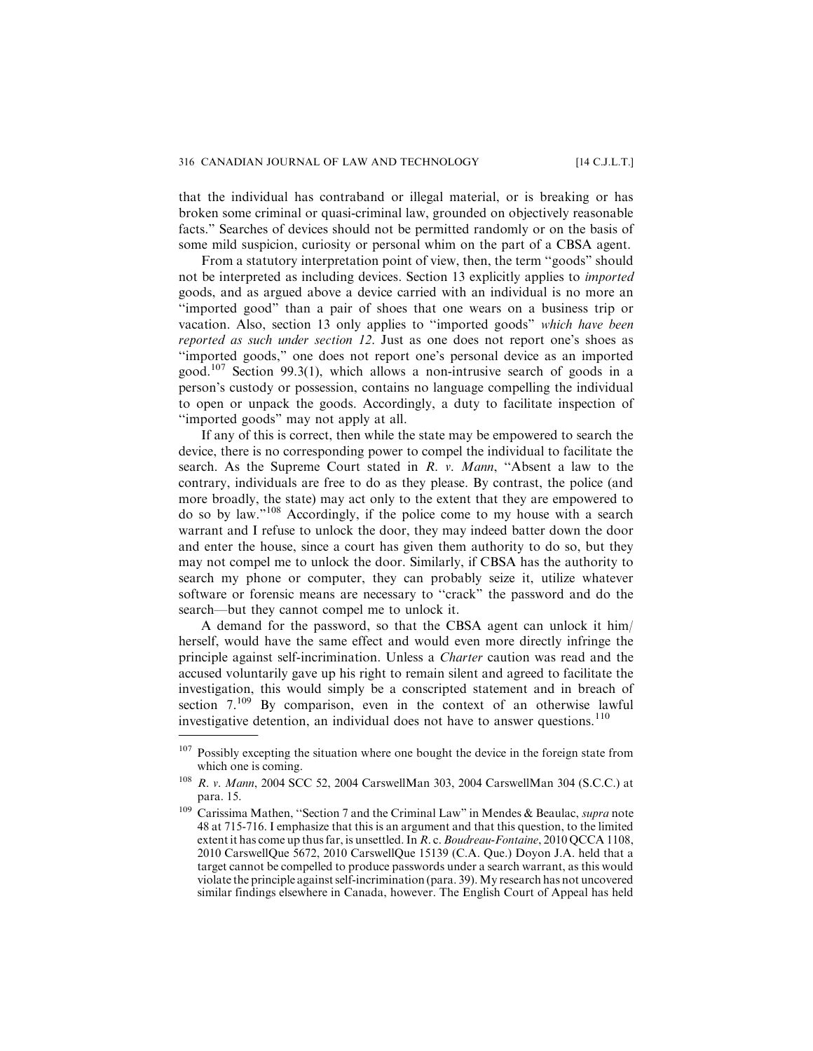that the individual has contraband or illegal material, or is breaking or has broken some criminal or quasi-criminal law, grounded on objectively reasonable facts." Searches of devices should not be permitted randomly or on the basis of some mild suspicion, curiosity or personal whim on the part of a CBSA agent.

From a statutory interpretation point of view, then, the term "goods" should not be interpreted as including devices. Section 13 explicitly applies to *imported* goods, and as argued above a device carried with an individual is no more an "imported good" than a pair of shoes that one wears on a business trip or vacation. Also, section 13 only applies to "imported goods" *which have been reported as such under section 12*. Just as one does not report one's shoes as "imported goods," one does not report one's personal device as an imported good.[107] Section 99.3(1), which allows a non-intrusive search of goods in a person's custody or possession, contains no language compelling the individual to open or unpack the goods. Accordingly, a duty to facilitate inspection of "imported goods" may not apply at all.

If any of this is correct, then while the state may be empowered to search the device, there is no corresponding power to compel the individual to facilitate the search. As the Supreme Court stated in *R. v. Mann*, "Absent a law to the contrary, individuals are free to do as they please. By contrast, the police (and more broadly, the state) may act only to the extent that they are empowered to do so by law."[108] Accordingly, if the police come to my house with a search warrant and I refuse to unlock the door, they may indeed batter down the door and enter the house, since a court has given them authority to do so, but they may not compel me to unlock the door. Similarly, if CBSA has the authority to search my phone or computer, they can probably seize it, utilize whatever software or forensic means are necessary to "crack" the password and do the search—but they cannot compel me to unlock it.

A demand for the password, so that the CBSA agent can unlock it him/herself, would have the same effect and would even more directly infringe the principle against self-incrimination. Unless a *Charter* caution was read and the accused voluntarily gave up his right to remain silent and agreed to facilitate the investigation, this would simply be a conscripted statement and in breach of section 7.[109] By comparison, even in the context of an otherwise lawful investigative detention, an individual does not have to answer questions.[110]

---

[107] Possibly excepting the situation where one bought the device in the foreign state from which one is coming.

[108] *R. v. Mann*, 2004 SCC 52, 2004 CarswellMan 303, 2004 CarswellMan 304 (S.C.C.) at para. 15.

[109] Carissima Mathen, "Section 7 and the Criminal Law" in Mendes & Beaulac, *supra* note 48 at 715-716. I emphasize that this is an argument and that this question, to the limited extent it has come up thus far, is unsettled. In *R.* c. *Boudreau-Fontaine*, 2010 QCCA 1108, 2010 CarswellQue 5672, 2010 CarswellQue 15139 (C.A. Que.) Doyon J.A. held that a target cannot be compelled to produce passwords under a search warrant, as this would violate the principle against self-incrimination (para. 39). My research has not uncovered similar findings elsewhere in Canada, however. The English Court of Appeal has held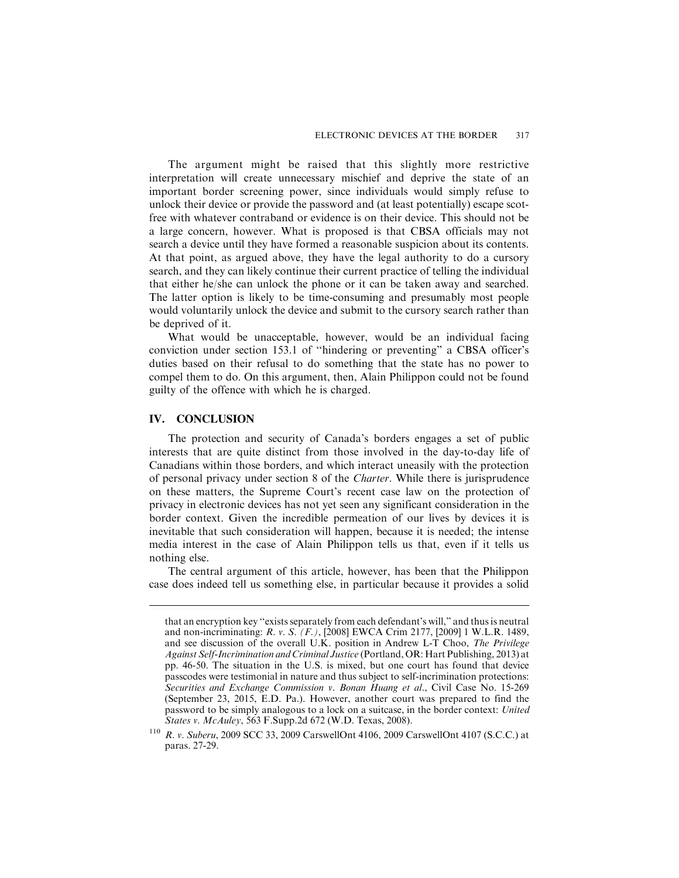The argument might be raised that this slightly more restrictive interpretation will create unnecessary mischief and deprive the state of an important border screening power, since individuals would simply refuse to unlock their device or provide the password and (at least potentially) escape scot-free with whatever contraband or evidence is on their device. This should not be a large concern, however. What is proposed is that CBSA officials may not search a device until they have formed a reasonable suspicion about its contents. At that point, as argued above, they have the legal authority to do a cursory search, and they can likely continue their current practice of telling the individual that either he/she can unlock the phone or it can be taken away and searched. The latter option is likely to be time-consuming and presumably most people would voluntarily unlock the device and submit to the cursory search rather than be deprived of it.

What would be unacceptable, however, would be an individual facing conviction under section 153.1 of "hindering or preventing" a CBSA officer's duties based on their refusal to do something that the state has no power to compel them to do. On this argument, then, Alain Philippon could not be found guilty of the offence with which he is charged.

## IV. CONCLUSION

The protection and security of Canada's borders engages a set of public interests that are quite distinct from those involved in the day-to-day life of Canadians within those borders, and which interact uneasily with the protection of personal privacy under section 8 of the *Charter*. While there is jurisprudence on these matters, the Supreme Court's recent case law on the protection of privacy in electronic devices has not yet seen any significant consideration in the border context. Given the incredible permeation of our lives by devices it is inevitable that such consideration will happen, because it is needed; the intense media interest in the case of Alain Philippon tells us that, even if it tells us nothing else.

The central argument of this article, however, has been that the Philippon case does indeed tell us something else, in particular because it provides a solid

---

that an encryption key "exists separately from each defendant's will," and thus is neutral and non-incriminating: *R. v. S. (F.)*, [2008] EWCA Crim 2177, [2009] 1 W.L.R. 1489, and see discussion of the overall U.K. position in Andrew L-T Choo, *The Privilege Against Self-Incrimination and Criminal Justice* (Portland, OR: Hart Publishing, 2013) at pp. 46-50. The situation in the U.S. is mixed, but one court has found that device passcodes were testimonial in nature and thus subject to self-incrimination protections: *Securities and Exchange Commission v. Bonan Huang et al.*, Civil Case No. 15-269 (September 23, 2015, E.D. Pa.). However, another court was prepared to find the password to be simply analogous to a lock on a suitcase, in the border context: *United States v. McAuley*, 563 F.Supp.2d 672 (W.D. Texas, 2008).

[110] *R. v. Suberu*, 2009 SCC 33, 2009 CarswellOnt 4106, 2009 CarswellOnt 4107 (S.C.C.) at paras. 27-29.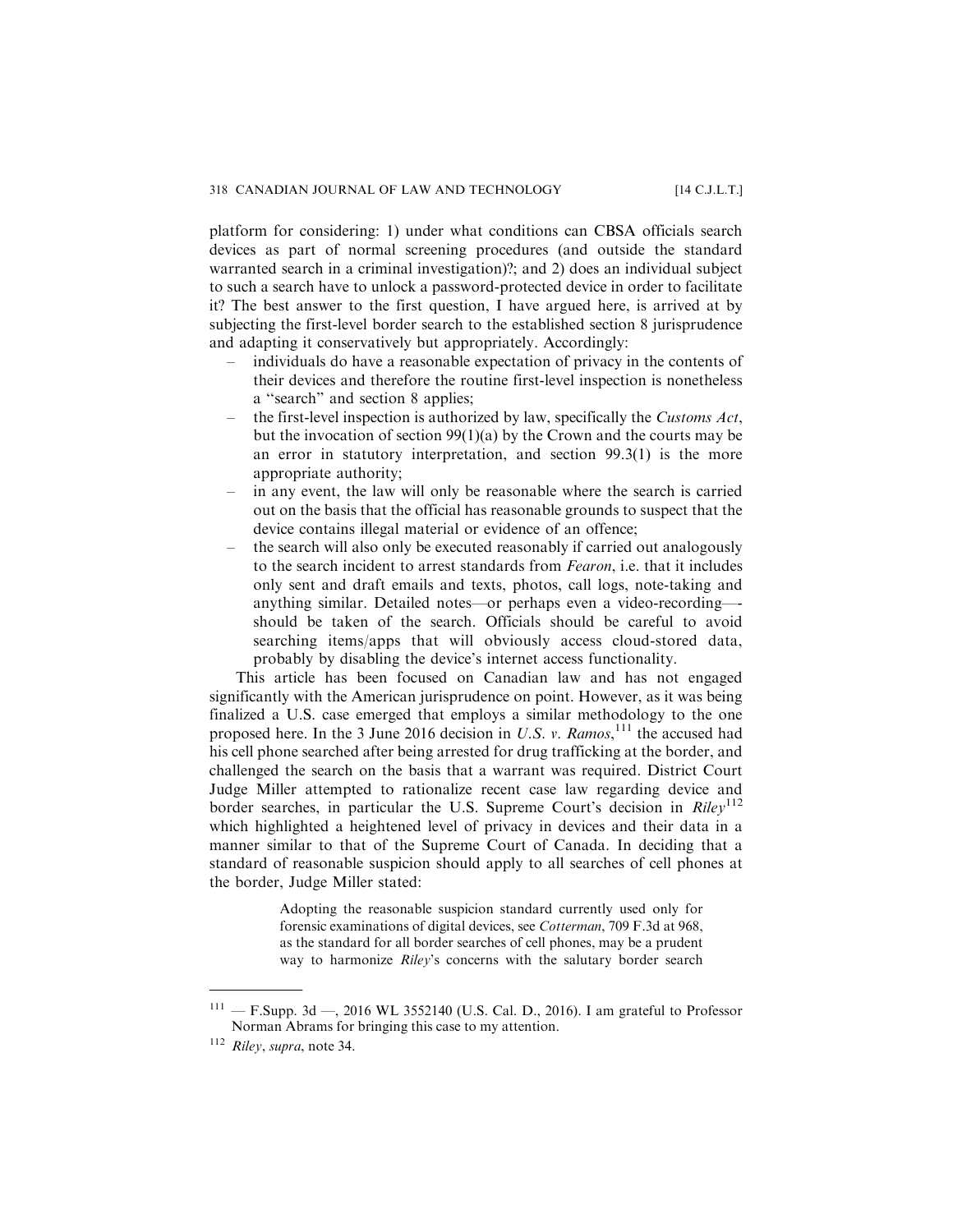platform for considering: 1) under what conditions can CBSA officials search devices as part of normal screening procedures (and outside the standard warranted search in a criminal investigation)?; and 2) does an individual subject to such a search have to unlock a password-protected device in order to facilitate it? The best answer to the first question, I have argued here, is arrived at by subjecting the first-level border search to the established section 8 jurisprudence and adapting it conservatively but appropriately. Accordingly:

- individuals do have a reasonable expectation of privacy in the contents of their devices and therefore the routine first-level inspection is nonetheless a "search" and section 8 applies;
- the first-level inspection is authorized by law, specifically the *Customs Act*, but the invocation of section 99(1)(a) by the Crown and the courts may be an error in statutory interpretation, and section 99.3(1) is the more appropriate authority;
- in any event, the law will only be reasonable where the search is carried out on the basis that the official has reasonable grounds to suspect that the device contains illegal material or evidence of an offence;
- the search will also only be executed reasonably if carried out analogously to the search incident to arrest standards from *Fearon*, i.e. that it includes only sent and draft emails and texts, photos, call logs, note-taking and anything similar. Detailed notes—or perhaps even a video-recording—-should be taken of the search. Officials should be careful to avoid searching items/apps that will obviously access cloud-stored data, probably by disabling the device's internet access functionality.

This article has been focused on Canadian law and has not engaged significantly with the American jurisprudence on point. However, as it was being finalized a U.S. case emerged that employs a similar methodology to the one proposed here. In the 3 June 2016 decision in *U.S. v. Ramos*,[111] the accused had his cell phone searched after being arrested for drug trafficking at the border, and challenged the search on the basis that a warrant was required. District Court Judge Miller attempted to rationalize recent case law regarding device and border searches, in particular the U.S. Supreme Court's decision in *Riley*[112] which highlighted a heightened level of privacy in devices and their data in a manner similar to that of the Supreme Court of Canada. In deciding that a standard of reasonable suspicion should apply to all searches of cell phones at the border, Judge Miller stated:

> Adopting the reasonable suspicion standard currently used only for forensic examinations of digital devices, see *Cotterman*, 709 F.3d at 968, as the standard for all border searches of cell phones, may be a prudent way to harmonize *Riley*'s concerns with the salutary border search

---

[111] — F.Supp. 3d —, 2016 WL 3552140 (U.S. Cal. D., 2016). I am grateful to Professor Norman Abrams for bringing this case to my attention.

[112] *Riley*, *supra*, note 34.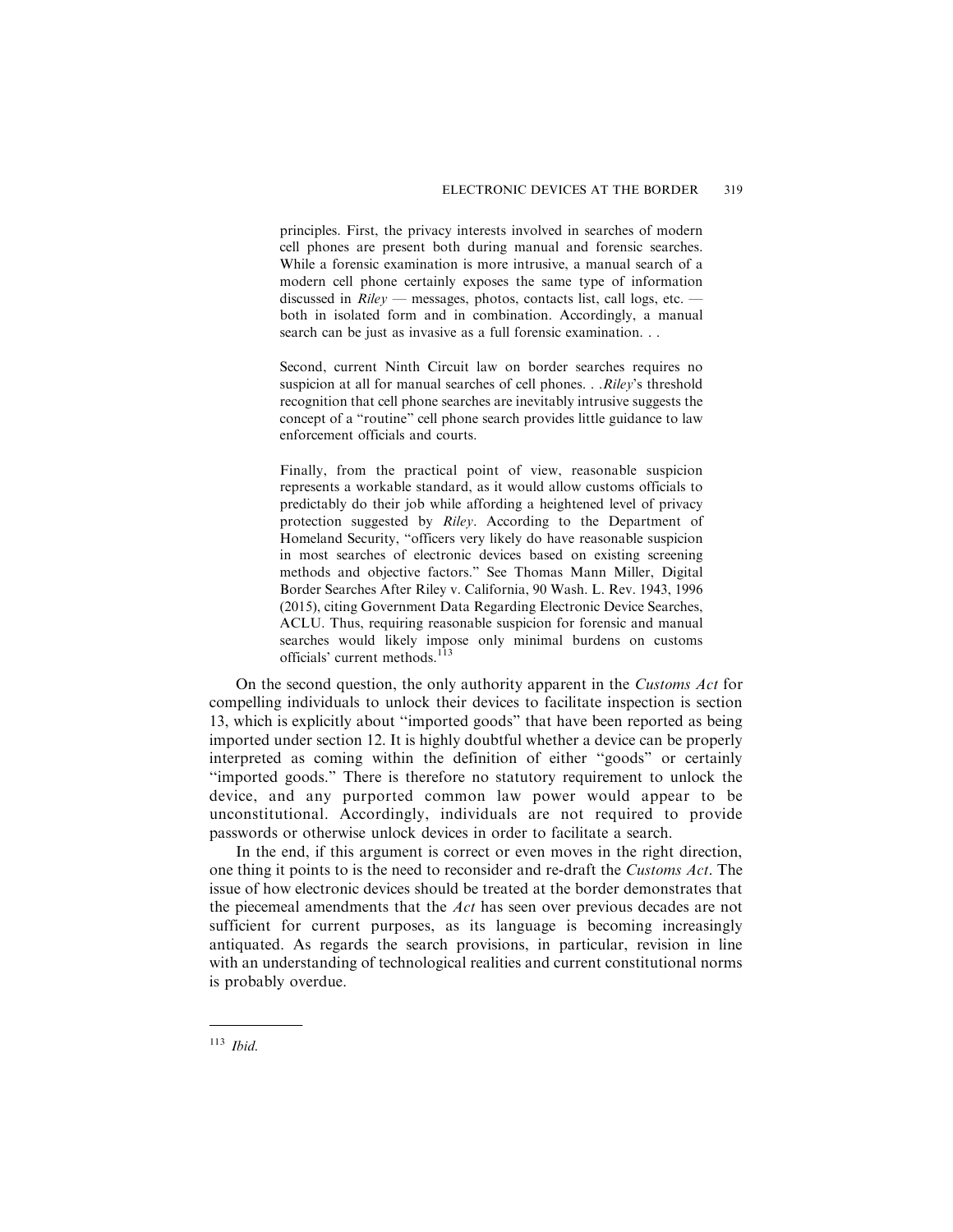> principles. First, the privacy interests involved in searches of modern cell phones are present both during manual and forensic searches. While a forensic examination is more intrusive, a manual search of a modern cell phone certainly exposes the same type of information discussed in *Riley* — messages, photos, contacts list, call logs, etc. — both in isolated form and in combination. Accordingly, a manual search can be just as invasive as a full forensic examination. . .
>
> Second, current Ninth Circuit law on border searches requires no suspicion at all for manual searches of cell phones. . .*Riley*'s threshold recognition that cell phone searches are inevitably intrusive suggests the concept of a "routine" cell phone search provides little guidance to law enforcement officials and courts.
>
> Finally, from the practical point of view, reasonable suspicion represents a workable standard, as it would allow customs officials to predictably do their job while affording a heightened level of privacy protection suggested by *Riley*. According to the Department of Homeland Security, "officers very likely do have reasonable suspicion in most searches of electronic devices based on existing screening methods and objective factors." See Thomas Mann Miller, Digital Border Searches After Riley v. California, 90 Wash. L. Rev. 1943, 1996 (2015), citing Government Data Regarding Electronic Device Searches, ACLU. Thus, requiring reasonable suspicion for forensic and manual searches would likely impose only minimal burdens on customs officials' current methods.[113]

On the second question, the only authority apparent in the *Customs Act* for compelling individuals to unlock their devices to facilitate inspection is section 13, which is explicitly about "imported goods" that have been reported as being imported under section 12. It is highly doubtful whether a device can be properly interpreted as coming within the definition of either "goods" or certainly "imported goods." There is therefore no statutory requirement to unlock the device, and any purported common law power would appear to be unconstitutional. Accordingly, individuals are not required to provide passwords or otherwise unlock devices in order to facilitate a search.

In the end, if this argument is correct or even moves in the right direction, one thing it points to is the need to reconsider and re-draft the *Customs Act*. The issue of how electronic devices should be treated at the border demonstrates that the piecemeal amendments that the *Act* has seen over previous decades are not sufficient for current purposes, as its language is becoming increasingly antiquated. As regards the search provisions, in particular, revision in line with an understanding of technological realities and current constitutional norms is probably overdue.

---

[113] *Ibid.*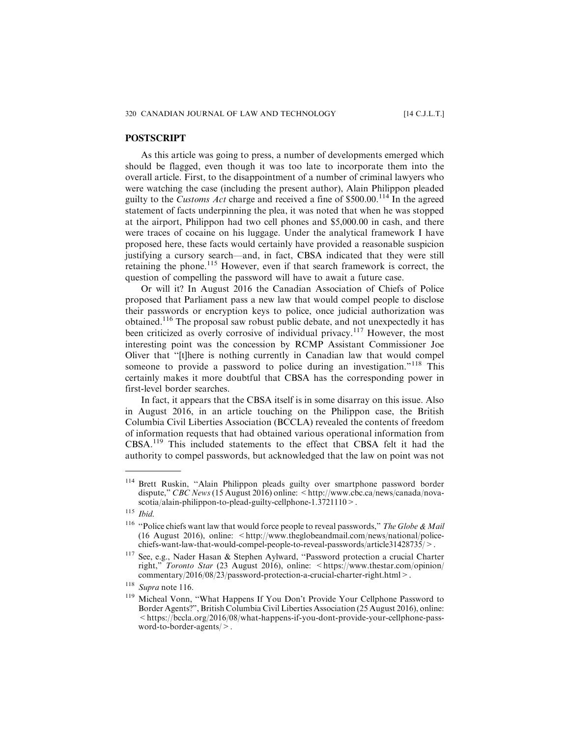## POSTSCRIPT

As this article was going to press, a number of developments emerged which should be flagged, even though it was too late to incorporate them into the overall article. First, to the disappointment of a number of criminal lawyers who were watching the case (including the present author), Alain Philippon pleaded guilty to the *Customs Act* charge and received a fine of $500.00.[114] In the agreed statement of facts underpinning the plea, it was noted that when he was stopped at the airport, Philippon had two cell phones and $5,000.00 in cash, and there were traces of cocaine on his luggage. Under the analytical framework I have proposed here, these facts would certainly have provided a reasonable suspicion justifying a cursory search—and, in fact, CBSA indicated that they were still retaining the phone.[115] However, even if that search framework is correct, the question of compelling the password will have to await a future case.

Or will it? In August 2016 the Canadian Association of Chiefs of Police proposed that Parliament pass a new law that would compel people to disclose their passwords or encryption keys to police, once judicial authorization was obtained.[116] The proposal saw robust public debate, and not unexpectedly it has been criticized as overly corrosive of individual privacy.[117] However, the most interesting point was the concession by RCMP Assistant Commissioner Joe Oliver that "[t]here is nothing currently in Canadian law that would compel someone to provide a password to police during an investigation."[118] This certainly makes it more doubtful that CBSA has the corresponding power in first-level border searches.

In fact, it appears that the CBSA itself is in some disarray on this issue. Also in August 2016, in an article touching on the Philippon case, the British Columbia Civil Liberties Association (BCCLA) revealed the contents of freedom of information requests that had obtained various operational information from CBSA.[119] This included statements to the effect that CBSA felt it had the authority to compel passwords, but acknowledged that the law on point was not

---

[114] Brett Ruskin, "Alain Philippon pleads guilty over smartphone password border dispute," *CBC News* (15 August 2016) online: <http://www.cbc.ca/news/canada/nova-scotia/alain-philippon-to-plead-guilty-cellphone-1.3721110>.

[115] *Ibid.*

[116] "Police chiefs want law that would force people to reveal passwords," *The Globe & Mail* (16 August 2016), online: <http://www.theglobeandmail.com/news/national/police-chiefs-want-law-that-would-compel-people-to-reveal-passwords/article31428735/>.

[117] See, e.g., Nader Hasan & Stephen Aylward, "Password protection a crucial Charter right," *Toronto Star* (23 August 2016), online: <https://www.thestar.com/opinion/commentary/2016/08/23/password-protection-a-crucial-charter-right.html>.

[118] *Supra* note 116.

[119] Micheal Vonn, "What Happens If You Don't Provide Your Cellphone Password to Border Agents?", British Columbia Civil Liberties Association (25 August 2016), online: <https://bccla.org/2016/08/what-happens-if-you-dont-provide-your-cellphone-password-to-border-agents/>.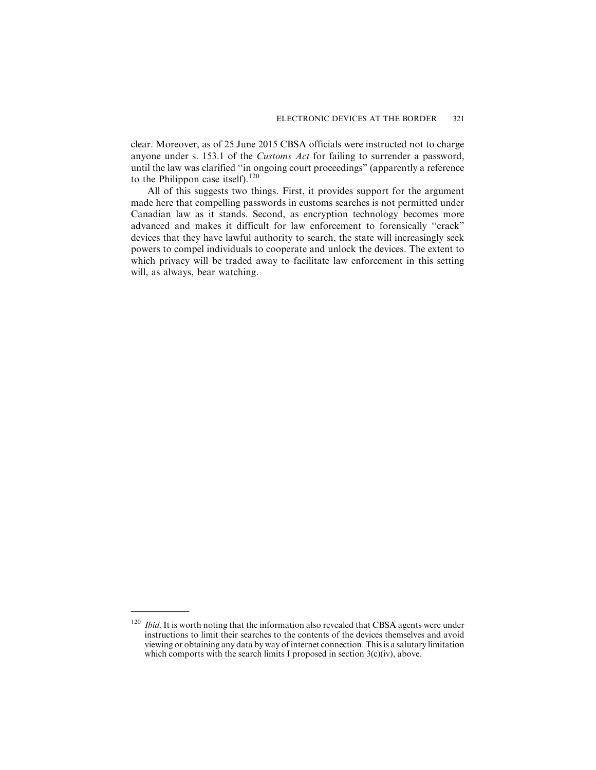clear. Moreover, as of 25 June 2015 CBSA officials were instructed not to charge anyone under s. 153.1 of the *Customs Act* for failing to surrender a password, until the law was clarified "in ongoing court proceedings" (apparently a reference to the Philippon case itself).[120]

All of this suggests two things. First, it provides support for the argument made here that compelling passwords in customs searches is not permitted under Canadian law as it stands. Second, as encryption technology becomes more advanced and makes it difficult for law enforcement to forensically "crack" devices that they have lawful authority to search, the state will increasingly seek powers to compel individuals to cooperate and unlock the devices. The extent to which privacy will be traded away to facilitate law enforcement in this setting will, as always, bear watching.

---

[120] *Ibid*. It is worth noting that the information also revealed that CBSA agents were under instructions to limit their searches to the contents of the devices themselves and avoid viewing or obtaining any data by way of internet connection. This is a salutary limitation which comports with the search limits I proposed in section 3(c)(iv), above.